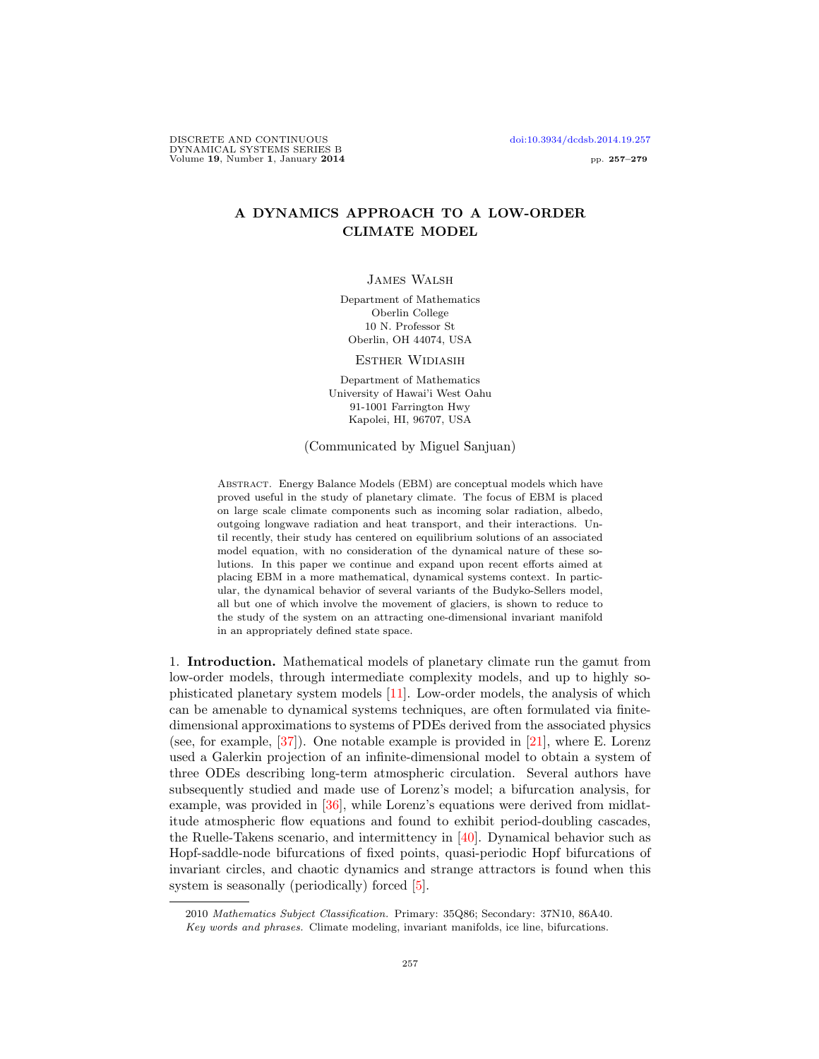# A DYNAMICS APPROACH TO A LOW-ORDER CLIMATE MODEL

James Walsh

Department of Mathematics
Oberlin College
10 N. Professor St
Oberlin, OH 44074, USA

Esther Widiasih

Department of Mathematics
University of Hawai'i West Oahu
91-1001 Farrington Hwy
Kapolei, HI, 96707, USA

(Communicated by Miguel Sanjuan)

Abstract. Energy Balance Models (EBM) are conceptual models which have proved useful in the study of planetary climate. The focus of EBM is placed on large scale climate components such as incoming solar radiation, albedo, outgoing longwave radiation and heat transport, and their interactions. Until recently, their study has centered on equilibrium solutions of an associated model equation, with no consideration of the dynamical nature of these solutions. In this paper we continue and expand upon recent efforts aimed at placing EBM in a more mathematical, dynamical systems context. In particular, the dynamical behavior of several variants of the Budyko-Sellers model, all but one of which involve the movement of glaciers, is shown to reduce to the study of the system on an attracting one-dimensional invariant manifold in an appropriately defined state space.

## 1. Introduction.

Mathematical models of planetary climate run the gamut from low-order models, through intermediate complexity models, and up to highly sophisticated planetary system models [11]. Low-order models, the analysis of which can be amenable to dynamical systems techniques, are often formulated via finite-dimensional approximations to systems of PDEs derived from the associated physics (see, for example, [37]). One notable example is provided in [21], where E. Lorenz used a Galerkin projection of an infinite-dimensional model to obtain a system of three ODEs describing long-term atmospheric circulation. Several authors have subsequently studied and made use of Lorenz's model; a bifurcation analysis, for example, was provided in [36], while Lorenz's equations were derived from midlatitude atmospheric flow equations and found to exhibit period-doubling cascades, the Ruelle-Takens scenario, and intermittency in [40]. Dynamical behavior such as Hopf-saddle-node bifurcations of fixed points, quasi-periodic Hopf bifurcations of invariant circles, and chaotic dynamics and strange attractors is found when this system is seasonally (periodically) forced [5].

2010 *Mathematics Subject Classification.* Primary: 35Q86; Secondary: 37N10, 86A40.

*Key words and phrases.* Climate modeling, invariant manifolds, ice line, bifurcations.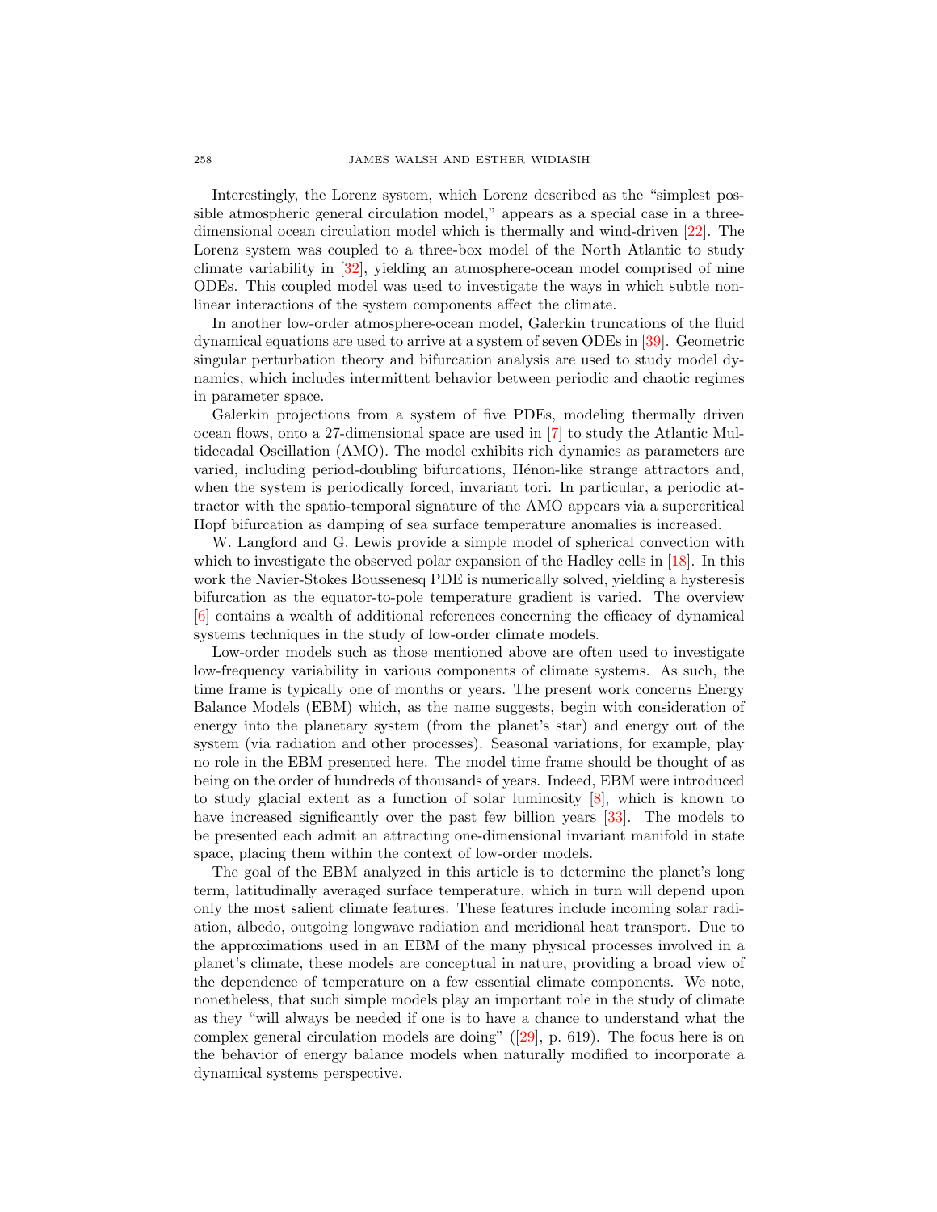Interestingly, the Lorenz system, which Lorenz described as the "simplest possible atmospheric general circulation model," appears as a special case in a three-dimensional ocean circulation model which is thermally and wind-driven [22]. The Lorenz system was coupled to a three-box model of the North Atlantic to study climate variability in [32], yielding an atmosphere-ocean model comprised of nine ODEs. This coupled model was used to investigate the ways in which subtle non-linear interactions of the system components affect the climate.

In another low-order atmosphere-ocean model, Galerkin truncations of the fluid dynamical equations are used to arrive at a system of seven ODEs in [39]. Geometric singular perturbation theory and bifurcation analysis are used to study model dynamics, which includes intermittent behavior between periodic and chaotic regimes in parameter space.

Galerkin projections from a system of five PDEs, modeling thermally driven ocean flows, onto a 27-dimensional space are used in [7] to study the Atlantic Multidecadal Oscillation (AMO). The model exhibits rich dynamics as parameters are varied, including period-doubling bifurcations, Hénon-like strange attractors and, when the system is periodically forced, invariant tori. In particular, a periodic attractor with the spatio-temporal signature of the AMO appears via a supercritical Hopf bifurcation as damping of sea surface temperature anomalies is increased.

W. Langford and G. Lewis provide a simple model of spherical convection with which to investigate the observed polar expansion of the Hadley cells in [18]. In this work the Navier-Stokes Boussenesq PDE is numerically solved, yielding a hysteresis bifurcation as the equator-to-pole temperature gradient is varied. The overview [6] contains a wealth of additional references concerning the efficacy of dynamical systems techniques in the study of low-order climate models.

Low-order models such as those mentioned above are often used to investigate low-frequency variability in various components of climate systems. As such, the time frame is typically one of months or years. The present work concerns Energy Balance Models (EBM) which, as the name suggests, begin with consideration of energy into the planetary system (from the planet's star) and energy out of the system (via radiation and other processes). Seasonal variations, for example, play no role in the EBM presented here. The model time frame should be thought of as being on the order of hundreds of thousands of years. Indeed, EBM were introduced to study glacial extent as a function of solar luminosity [8], which is known to have increased significantly over the past few billion years [33]. The models to be presented each admit an attracting one-dimensional invariant manifold in state space, placing them within the context of low-order models.

The goal of the EBM analyzed in this article is to determine the planet's long term, latitudinally averaged surface temperature, which in turn will depend upon only the most salient climate features. These features include incoming solar radiation, albedo, outgoing longwave radiation and meridional heat transport. Due to the approximations used in an EBM of the many physical processes involved in a planet's climate, these models are conceptual in nature, providing a broad view of the dependence of temperature on a few essential climate components. We note, nonetheless, that such simple models play an important role in the study of climate as they "will always be needed if one is to have a chance to understand what the complex general circulation models are doing" ([29], p. 619). The focus here is on the behavior of energy balance models when naturally modified to incorporate a dynamical systems perspective.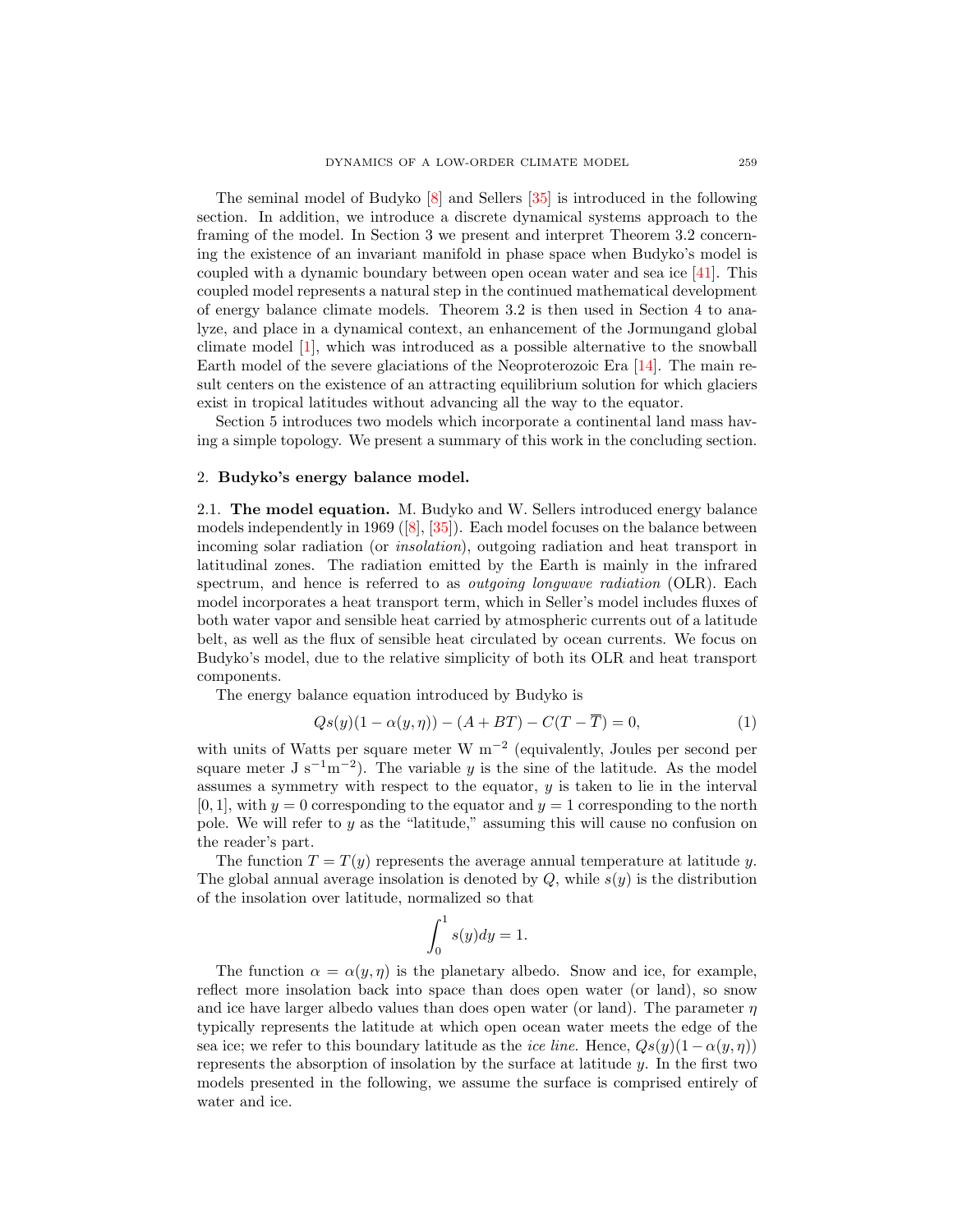The seminal model of Budyko [8] and Sellers [35] is introduced in the following section. In addition, we introduce a discrete dynamical systems approach to the framing of the model. In Section 3 we present and interpret Theorem 3.2 concerning the existence of an invariant manifold in phase space when Budyko's model is coupled with a dynamic boundary between open ocean water and sea ice [41]. This coupled model represents a natural step in the continued mathematical development of energy balance climate models. Theorem 3.2 is then used in Section 4 to analyze, and place in a dynamical context, an enhancement of the Jormungand global climate model [1], which was introduced as a possible alternative to the snowball Earth model of the severe glaciations of the Neoproterozoic Era [14]. The main result centers on the existence of an attracting equilibrium solution for which glaciers exist in tropical latitudes without advancing all the way to the equator.

Section 5 introduces two models which incorporate a continental land mass having a simple topology. We present a summary of this work in the concluding section.

## 2. Budyko's energy balance model.

### 2.1. The model equation.

M. Budyko and W. Sellers introduced energy balance models independently in 1969 ([8], [35]). Each model focuses on the balance between incoming solar radiation (or *insolation*), outgoing radiation and heat transport in latitudinal zones. The radiation emitted by the Earth is mainly in the infrared spectrum, and hence is referred to as *outgoing longwave radiation* (OLR). Each model incorporates a heat transport term, which in Seller's model includes fluxes of both water vapor and sensible heat carried by atmospheric currents out of a latitude belt, as well as the flux of sensible heat circulated by ocean currents. We focus on Budyko's model, due to the relative simplicity of both its OLR and heat transport components.

The energy balance equation introduced by Budyko is

$$Qs(y)(1-\alpha(y,\eta)) - (A+BT) - C(T-\overline{T}) = 0, \tag{1}$$

with units of Watts per square meter W m$^{-2}$ (equivalently, Joules per second per square meter J s$^{-1}$m$^{-2}$). The variable $y$ is the sine of the latitude. As the model assumes a symmetry with respect to the equator, $y$ is taken to lie in the interval $[0,1]$, with $y=0$ corresponding to the equator and $y=1$ corresponding to the north pole. We will refer to $y$ as the "latitude," assuming this will cause no confusion on the reader's part.

The function $T=T(y)$ represents the average annual temperature at latitude $y$. The global annual average insolation is denoted by $Q$, while $s(y)$ is the distribution of the insolation over latitude, normalized so that

$$\int_0^1 s(y)dy = 1.$$

The function $\alpha = \alpha(y,\eta)$ is the planetary albedo. Snow and ice, for example, reflect more insolation back into space than does open water (or land), so snow and ice have larger albedo values than does open water (or land). The parameter $\eta$ typically represents the latitude at which open ocean water meets the edge of the sea ice; we refer to this boundary latitude as the *ice line*. Hence, $Qs(y)(1-\alpha(y,\eta))$ represents the absorption of insolation by the surface at latitude $y$. In the first two models presented in the following, we assume the surface is comprised entirely of water and ice.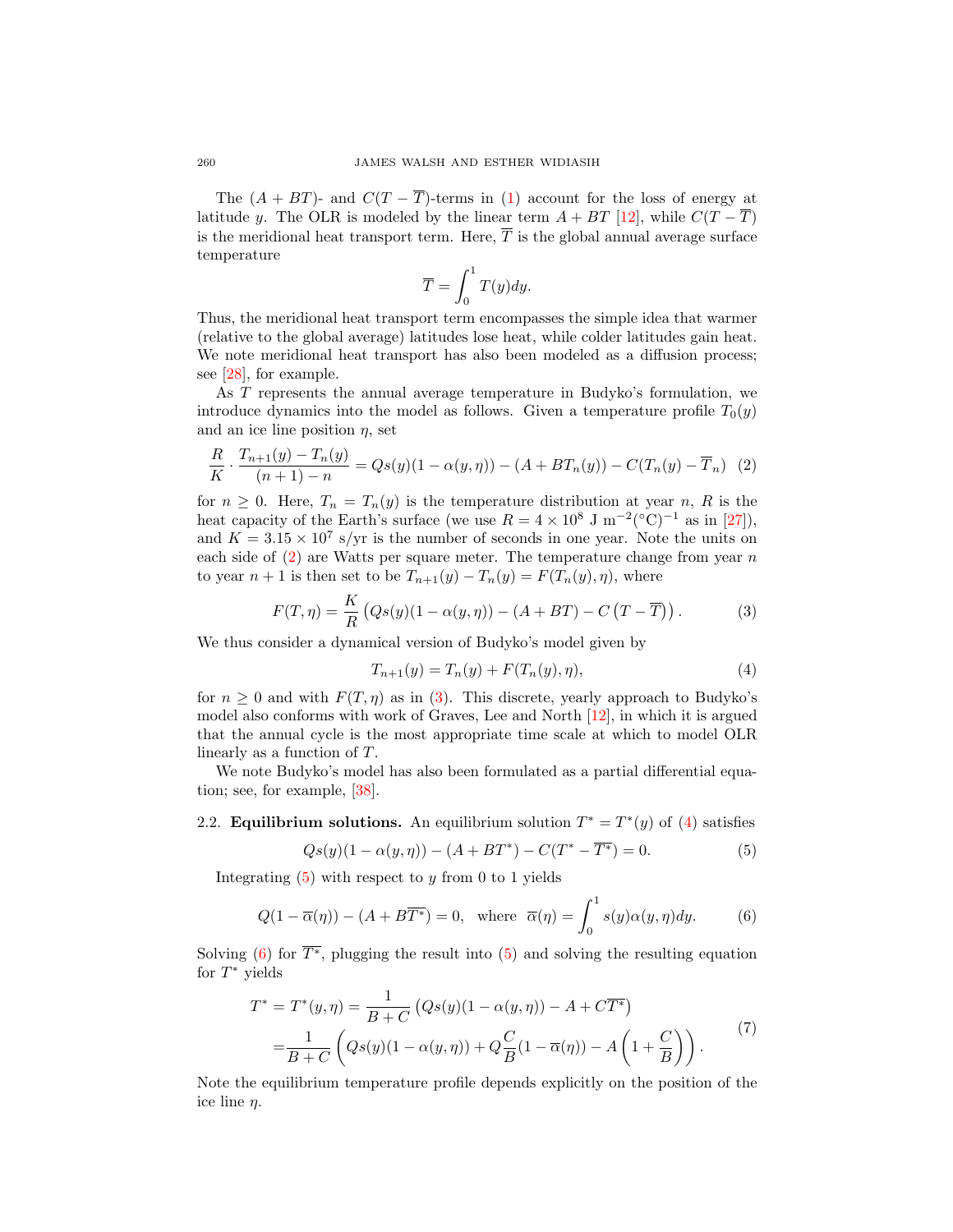The $(A + BT)$- and $C(T - \overline{T})$-terms in (1) account for the loss of energy at latitude $y$. The OLR is modeled by the linear term $A + BT$ [12], while $C(T - \overline{T})$ is the meridional heat transport term. Here, $\overline{T}$ is the global annual average surface temperature

$$\overline{T} = \int_0^1 T(y)dy.$$

Thus, the meridional heat transport term encompasses the simple idea that warmer (relative to the global average) latitudes lose heat, while colder latitudes gain heat. We note meridional heat transport has also been modeled as a diffusion process; see [28], for example.

As $T$ represents the annual average temperature in Budyko's formulation, we introduce dynamics into the model as follows. Given a temperature profile $T_0(y)$ and an ice line position $\eta$, set

$$\frac{R}{K} \cdot \frac{T_{n+1}(y) - T_n(y)}{(n+1) - n} = Qs(y)(1 - \alpha(y, \eta)) - (A + BT_n(y)) - C(T_n(y) - \overline{T}_n) \quad (2)$$

for $n \geq 0$. Here, $T_n = T_n(y)$ is the temperature distribution at year $n$, $R$ is the heat capacity of the Earth's surface (we use $R = 4 \times 10^8$ J m$^{-2}$(°C)$^{-1}$ as in [27]), and $K = 3.15 \times 10^7$ s/yr is the number of seconds in one year. Note the units on each side of (2) are Watts per square meter. The temperature change from year $n$ to year $n + 1$ is then set to be $T_{n+1}(y) - T_n(y) = F(T_n(y), \eta)$, where

$$F(T, \eta) = \frac{K}{R}\left(Qs(y)(1 - \alpha(y, \eta)) - (A + BT) - C\left(T - \overline{T}\right)\right). \quad (3)$$

We thus consider a dynamical version of Budyko's model given by

$$T_{n+1}(y) = T_n(y) + F(T_n(y), \eta), \quad (4)$$

for $n \geq 0$ and with $F(T, \eta)$ as in (3). This discrete, yearly approach to Budyko's model also conforms with work of Graves, Lee and North [12], in which it is argued that the annual cycle is the most appropriate time scale at which to model OLR linearly as a function of $T$.

We note Budyko's model has also been formulated as a partial differential equation; see, for example, [38].

2.2. **Equilibrium solutions.** An equilibrium solution $T^* = T^*(y)$ of (4) satisfies

$$Qs(y)(1 - \alpha(y, \eta)) - (A + BT^*) - C(T^* - \overline{T^*}) = 0. \quad (5)$$

Integrating (5) with respect to $y$ from 0 to 1 yields

$$Q(1 - \overline{\alpha}(\eta)) - (A + B\overline{T^*}) = 0, \text{ where } \overline{\alpha}(\eta) = \int_0^1 s(y)\alpha(y, \eta)dy. \quad (6)$$

Solving (6) for $\overline{T^*}$, plugging the result into (5) and solving the resulting equation for $T^*$ yields

$$\begin{aligned} T^* = T^*(y, \eta) &= \frac{1}{B + C}\left(Qs(y)(1 - \alpha(y, \eta)) - A + C\overline{T^*}\right) \\ &= \frac{1}{B + C}\left(Qs(y)(1 - \alpha(y, \eta)) + Q\frac{C}{B}(1 - \overline{\alpha}(\eta)) - A\left(1 + \frac{C}{B}\right)\right). \end{aligned} \quad (7)$$

Note the equilibrium temperature profile depends explicitly on the position of the ice line $\eta$.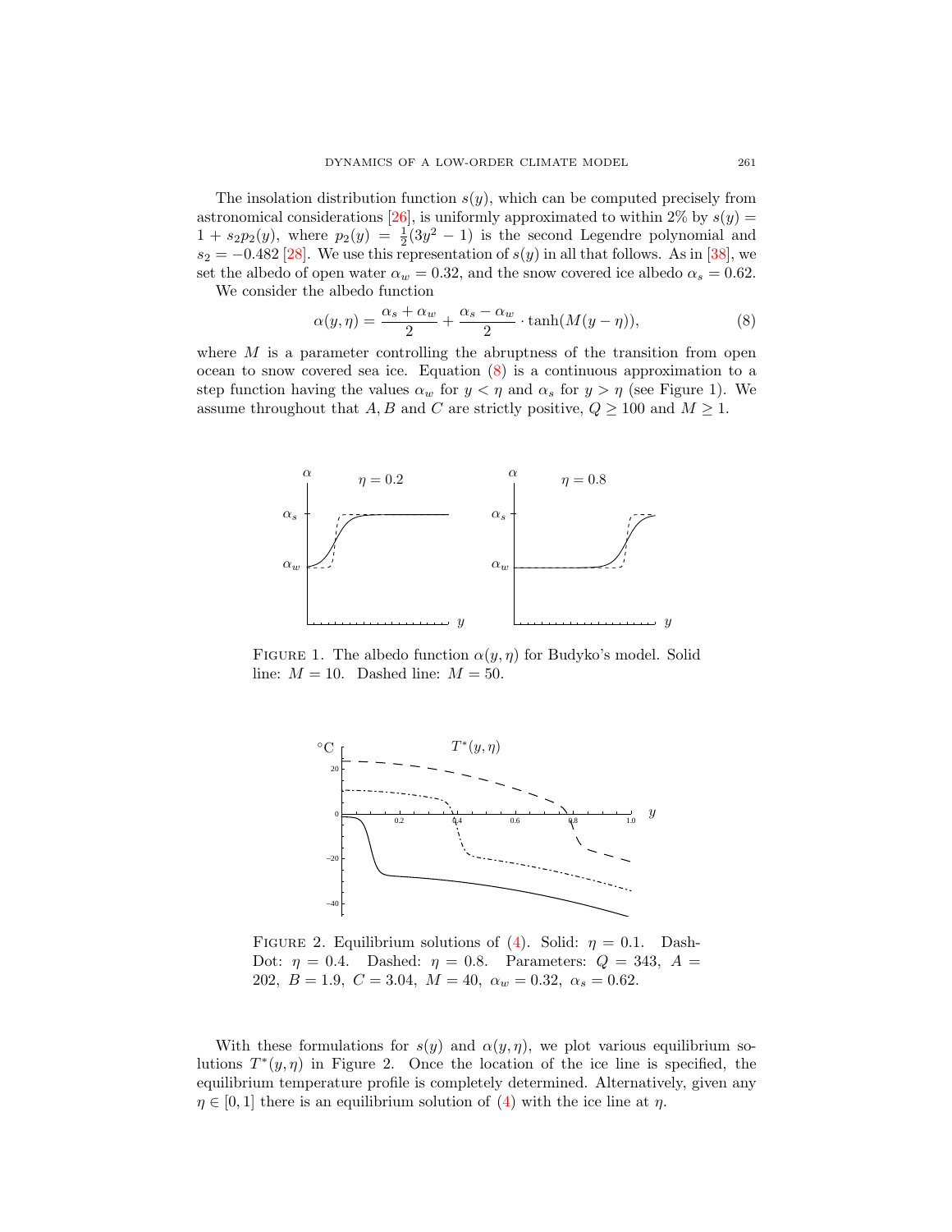The insolation distribution function $s(y)$, which can be computed precisely from astronomical considerations [26], is uniformly approximated to within 2% by $s(y) = 1 + s_2 p_2(y)$, where $p_2(y) = \frac{1}{2}(3y^2 - 1)$ is the second Legendre polynomial and $s_2 = -0.482$ [28]. We use this representation of $s(y)$ in all that follows. As in [38], we set the albedo of open water $\alpha_w = 0.32$, and the snow covered ice albedo $\alpha_s = 0.62$.

We consider the albedo function

$$\alpha(y,\eta) = \frac{\alpha_s + \alpha_w}{2} + \frac{\alpha_s - \alpha_w}{2} \cdot \tanh(M(y - \eta)), \tag{8}$$

where $M$ is a parameter controlling the abruptness of the transition from open ocean to snow covered sea ice. Equation (8) is a continuous approximation to a step function having the values $\alpha_w$ for $y < \eta$ and $\alpha_s$ for $y > \eta$ (see Figure 1). We assume throughout that $A, B$ and $C$ are strictly positive, $Q \geq 100$ and $M \geq 1$.

FIGURE 1. The albedo function $\alpha(y, \eta)$ for Budyko's model. Solid line: $M = 10$. Dashed line: $M = 50$.

FIGURE 2. Equilibrium solutions of (4). Solid: $\eta = 0.1$. Dash-Dot: $\eta = 0.4$. Dashed: $\eta = 0.8$. Parameters: $Q = 343,\ A = 202,\ B = 1.9,\ C = 3.04,\ M = 40,\ \alpha_w = 0.32,\ \alpha_s = 0.62$.

With these formulations for $s(y)$ and $\alpha(y, \eta)$, we plot various equilibrium solutions $T^*(y, \eta)$ in Figure 2. Once the location of the ice line is specified, the equilibrium temperature profile is completely determined. Alternatively, given any $\eta \in [0, 1]$ there is an equilibrium solution of (4) with the ice line at $\eta$.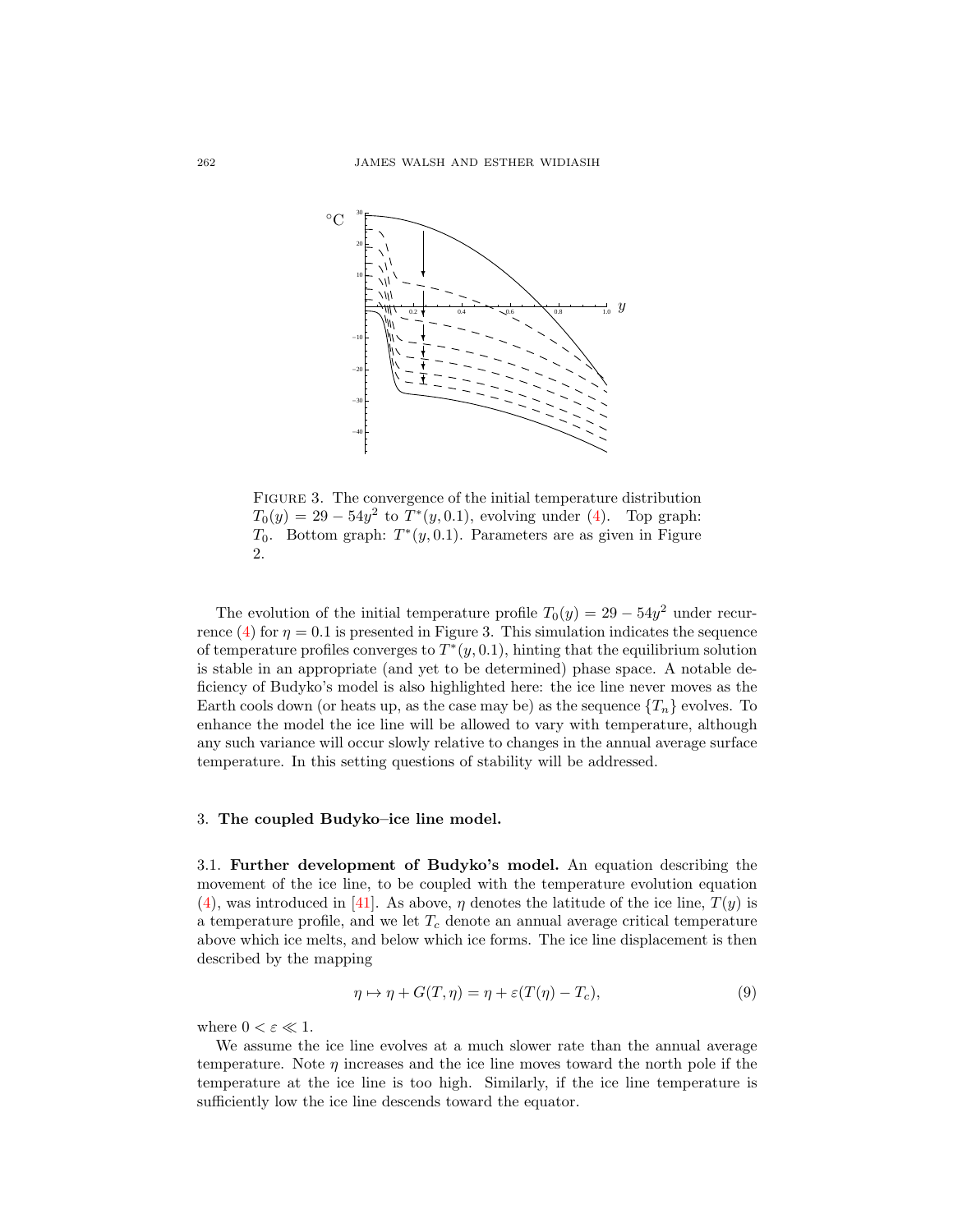FIGURE 3. The convergence of the initial temperature distribution $T_0(y) = 29 - 54y^2$ to $T^*(y, 0.1)$, evolving under (4). Top graph: $T_0$. Bottom graph: $T^*(y, 0.1)$. Parameters are as given in Figure 2.

The evolution of the initial temperature profile $T_0(y) = 29 - 54y^2$ under recurrence (4) for $\eta = 0.1$ is presented in Figure 3. This simulation indicates the sequence of temperature profiles converges to $T^*(y, 0.1)$, hinting that the equilibrium solution is stable in an appropriate (and yet to be determined) phase space. A notable deficiency of Budyko's model is also highlighted here: the ice line never moves as the Earth cools down (or heats up, as the case may be) as the sequence $\{T_n\}$ evolves. To enhance the model the ice line will be allowed to vary with temperature, although any such variance will occur slowly relative to changes in the annual average surface temperature. In this setting questions of stability will be addressed.

## 3. **The coupled Budyko–ice line model.**

### 3.1. **Further development of Budyko's model.**

An equation describing the movement of the ice line, to be coupled with the temperature evolution equation (4), was introduced in [41]. As above, $\eta$ denotes the latitude of the ice line, $T(y)$ is a temperature profile, and we let $T_c$ denote an annual average critical temperature above which ice melts, and below which ice forms. The ice line displacement is then described by the mapping

$$\eta \mapsto \eta + G(T, \eta) = \eta + \varepsilon(T(\eta) - T_c), \tag{9}$$

where $0 < \varepsilon \ll 1$.

We assume the ice line evolves at a much slower rate than the annual average temperature. Note $\eta$ increases and the ice line moves toward the north pole if the temperature at the ice line is too high. Similarly, if the ice line temperature is sufficiently low the ice line descends toward the equator.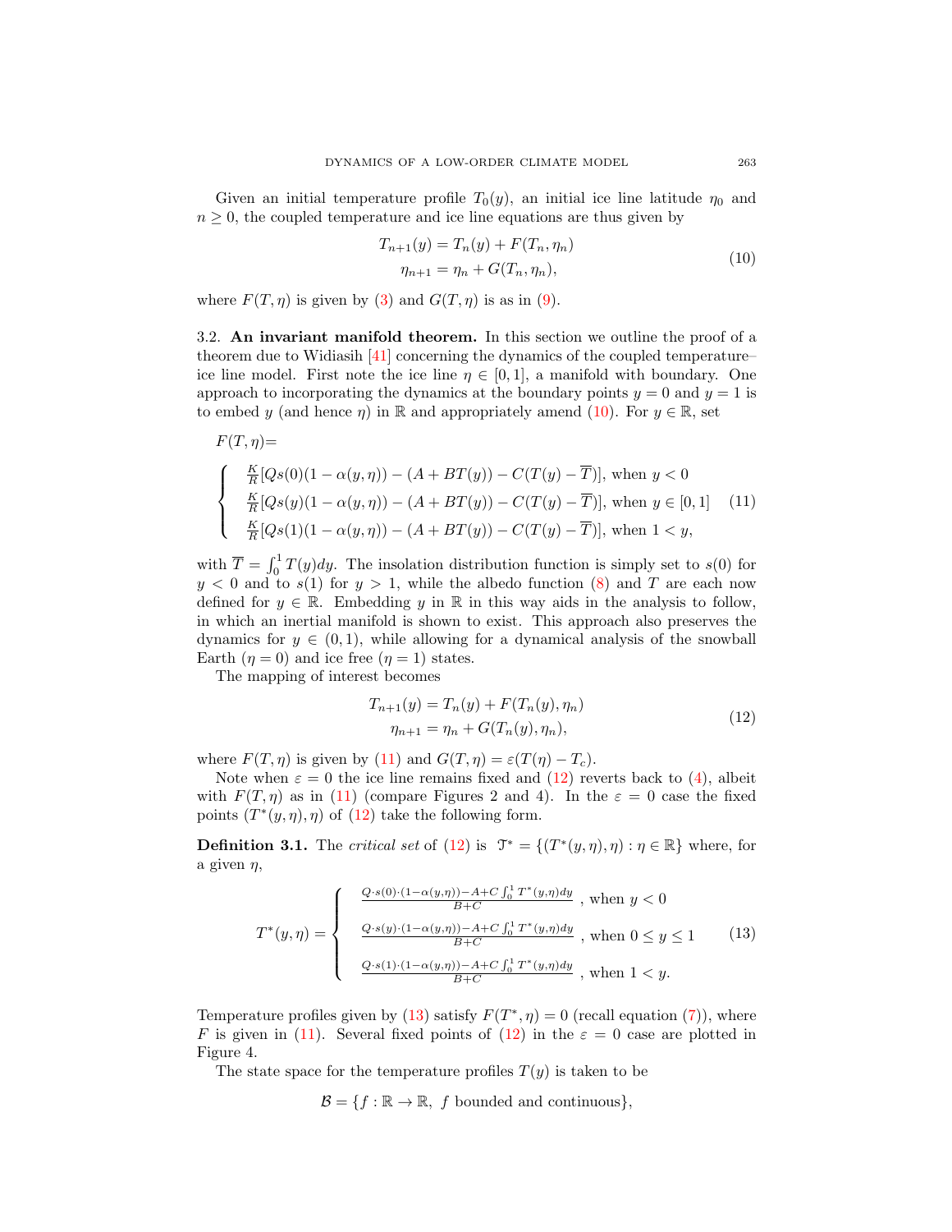Given an initial temperature profile $T_0(y)$, an initial ice line latitude $\eta_0$ and $n \geq 0$, the coupled temperature and ice line equations are thus given by

$$
\begin{aligned}
T_{n+1}(y) &= T_n(y) + F(T_n, \eta_n) \\
\eta_{n+1} &= \eta_n + G(T_n, \eta_n),
\end{aligned}
\tag{10}
$$

where $F(T, \eta)$ is given by (3) and $G(T, \eta)$ is as in (9).

3.2. **An invariant manifold theorem.** In this section we outline the proof of a theorem due to Widiasih [41] concerning the dynamics of the coupled temperature–ice line model. First note the ice line $\eta \in [0, 1]$, a manifold with boundary. One approach to incorporating the dynamics at the boundary points $y = 0$ and $y = 1$ is to embed $y$ (and hence $\eta$) in $\mathbb{R}$ and appropriately amend (10). For $y \in \mathbb{R}$, set

$$
F(T, \eta) =
\begin{cases}
\frac{K}{R}[Qs(0)(1 - \alpha(y, \eta)) - (A + BT(y)) - C(T(y) - \overline{T})], \text{ when } y < 0 \\
\frac{K}{R}[Qs(y)(1 - \alpha(y, \eta)) - (A + BT(y)) - C(T(y) - \overline{T})], \text{ when } y \in [0, 1] \\
\frac{K}{R}[Qs(1)(1 - \alpha(y, \eta)) - (A + BT(y)) - C(T(y) - \overline{T})], \text{ when } 1 < y,
\end{cases}
\tag{11}
$$

with $\overline{T} = \int_0^1 T(y)dy$. The insolation distribution function is simply set to $s(0)$ for $y < 0$ and to $s(1)$ for $y > 1$, while the albedo function (8) and $T$ are each now defined for $y \in \mathbb{R}$. Embedding $y$ in $\mathbb{R}$ in this way aids in the analysis to follow, in which an inertial manifold is shown to exist. This approach also preserves the dynamics for $y \in (0, 1)$, while allowing for a dynamical analysis of the snowball Earth ($\eta = 0$) and ice free ($\eta = 1$) states.

The mapping of interest becomes

$$
\begin{aligned}
T_{n+1}(y) &= T_n(y) + F(T_n(y), \eta_n) \\
\eta_{n+1} &= \eta_n + G(T_n(y), \eta_n),
\end{aligned}
\tag{12}
$$

where $F(T, \eta)$ is given by (11) and $G(T, \eta) = \varepsilon(T(\eta) - T_c)$.

Note when $\varepsilon = 0$ the ice line remains fixed and (12) reverts back to (4), albeit with $F(T, \eta)$ as in (11) (compare Figures 2 and 4). In the $\varepsilon = 0$ case the fixed points $(T^*(y, \eta), \eta)$ of (12) take the following form.

**Definition 3.1.** The *critical set* of (12) is $\mathcal{T}^* = \{(T^*(y, \eta), \eta) : \eta \in \mathbb{R}\}$ where, for a given $\eta$,

$$
T^*(y, \eta) =
\begin{cases}
\frac{Q \cdot s(0) \cdot (1 - \alpha(y, \eta)) - A + C \int_0^1 T^*(y, \eta)dy}{B + C}, \text{ when } y < 0 \\
\frac{Q \cdot s(y) \cdot (1 - \alpha(y, \eta)) - A + C \int_0^1 T^*(y, \eta)dy}{B + C}, \text{ when } 0 \leq y \leq 1 \\
\frac{Q \cdot s(1) \cdot (1 - \alpha(y, \eta)) - A + C \int_0^1 T^*(y, \eta)dy}{B + C}, \text{ when } 1 < y.
\end{cases}
\tag{13}
$$

Temperature profiles given by (13) satisfy $F(T^*, \eta) = 0$ (recall equation (7)), where $F$ is given in (11). Several fixed points of (12) in the $\varepsilon = 0$ case are plotted in Figure 4.

The state space for the temperature profiles $T(y)$ is taken to be

$$
\mathcal{B} = \{f : \mathbb{R} \to \mathbb{R},\ f \text{ bounded and continuous}\},
$$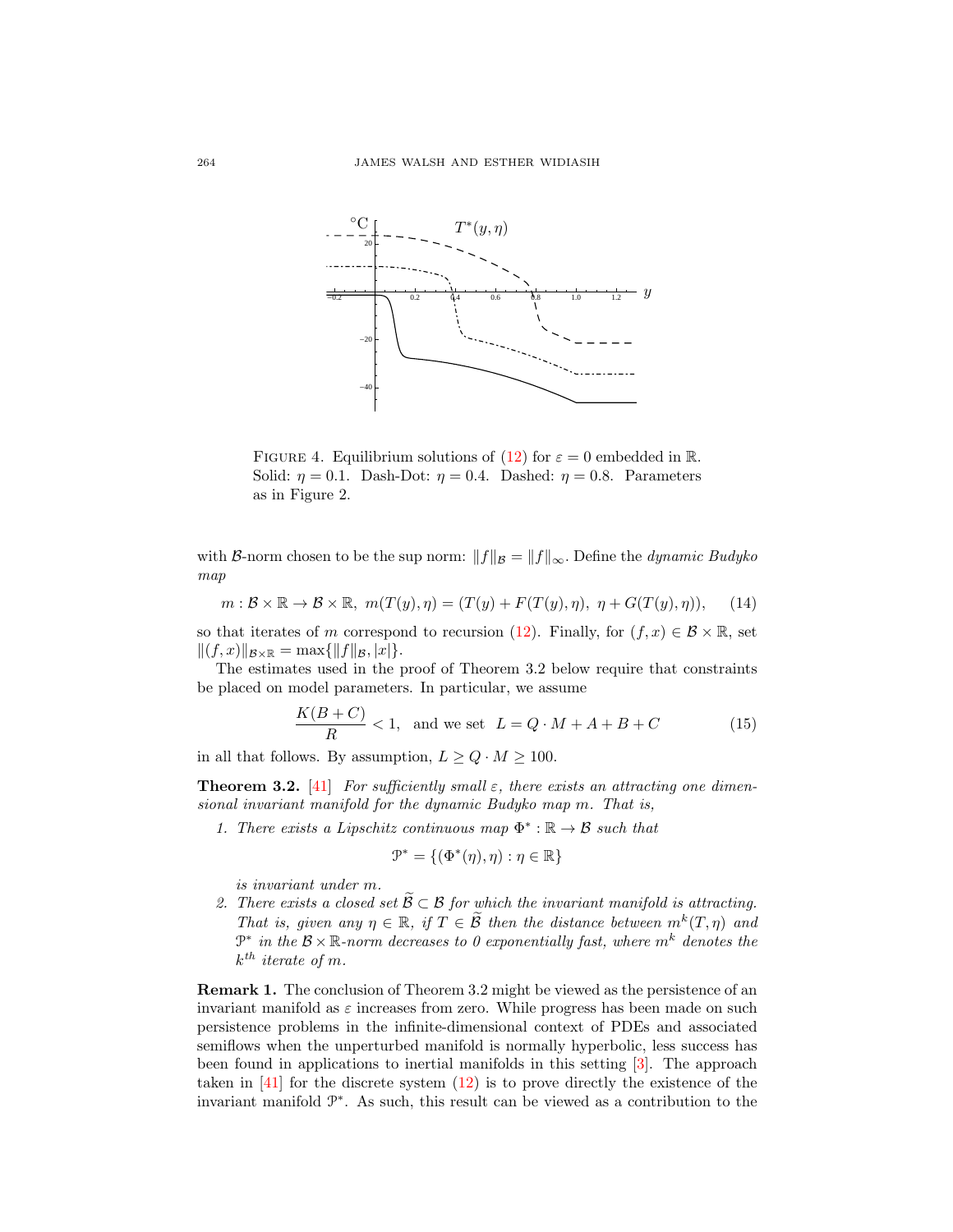FIGURE 4. Equilibrium solutions of (12) for $\varepsilon = 0$ embedded in $\mathbb{R}$. Solid: $\eta = 0.1$. Dash-Dot: $\eta = 0.4$. Dashed: $\eta = 0.8$. Parameters as in Figure 2.

with $\mathcal{B}$-norm chosen to be the sup norm: $\|f\|_{\mathcal{B}} = \|f\|_\infty$. Define the *dynamic Budyko map*

$$m : \mathcal{B} \times \mathbb{R} \to \mathcal{B} \times \mathbb{R}, \; m(T(y), \eta) = (T(y) + F(T(y), \eta), \; \eta + G(T(y), \eta)), \tag{14}$$

so that iterates of $m$ correspond to recursion (12). Finally, for $(f, x) \in \mathcal{B} \times \mathbb{R}$, set $\|(f, x)\|_{\mathcal{B}\times\mathbb{R}} = \max\{\|f\|_{\mathcal{B}}, |x|\}$.

The estimates used in the proof of Theorem 3.2 below require that constraints be placed on model parameters. In particular, we assume

$$\frac{K(B + C)}{R} < 1, \quad \text{and we set} \quad L = Q \cdot M + A + B + C \tag{15}$$

in all that follows. By assumption, $L \geq Q \cdot M \geq 100$.

**Theorem 3.2.** [41] *For sufficiently small $\varepsilon$, there exists an attracting one dimensional invariant manifold for the dynamic Budyko map $m$. That is,*

1. *There exists a Lipschitz continuous map $\Phi^* : \mathbb{R} \to \mathcal{B}$ such that*

$$\mathcal{P}^* = \{(\Phi^*(\eta), \eta) : \eta \in \mathbb{R}\}$$

   *is invariant under $m$.*

2. *There exists a closed set $\widetilde{\mathcal{B}} \subset \mathcal{B}$ for which the invariant manifold is attracting. That is, given any $\eta \in \mathbb{R}$, if $T \in \widetilde{\mathcal{B}}$ then the distance between $m^k(T, \eta)$ and $\mathcal{P}^*$ in the $\mathcal{B} \times \mathbb{R}$-norm decreases to 0 exponentially fast, where $m^k$ denotes the $k^{th}$ iterate of $m$.*

**Remark 1.** The conclusion of Theorem 3.2 might be viewed as the persistence of an invariant manifold as $\varepsilon$ increases from zero. While progress has been made on such persistence problems in the infinite-dimensional context of PDEs and associated semiflows when the unperturbed manifold is normally hyperbolic, less success has been found in applications to inertial manifolds in this setting [3]. The approach taken in [41] for the discrete system (12) is to prove directly the existence of the invariant manifold $\mathcal{P}^*$. As such, this result can be viewed as a contribution to the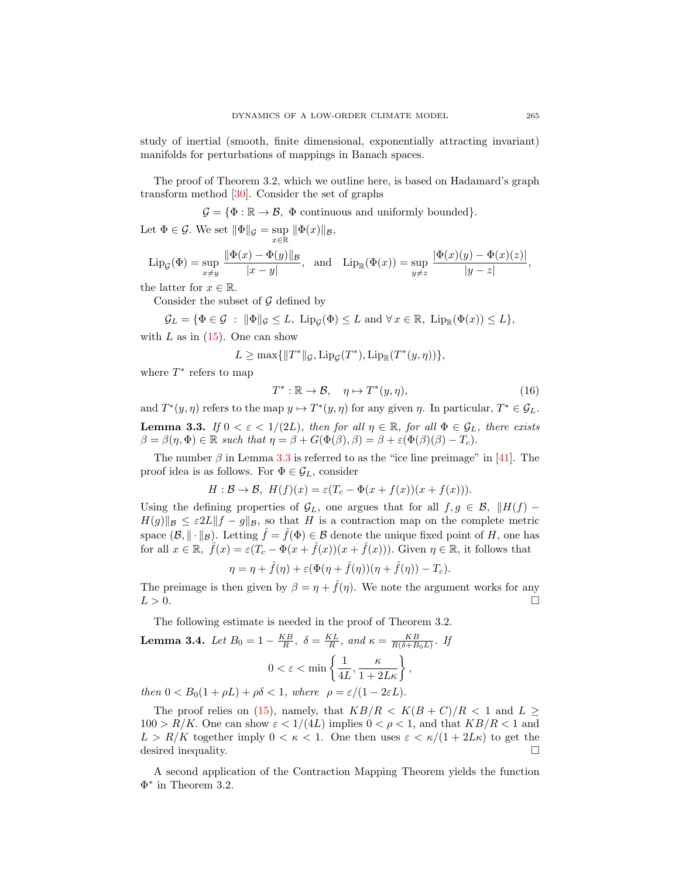study of inertial (smooth, finite dimensional, exponentially attracting invariant) manifolds for perturbations of mappings in Banach spaces.

The proof of Theorem 3.2, which we outline here, is based on Hadamard's graph transform method [30]. Consider the set of graphs

$$\mathcal{G} = \{\Phi : \mathbb{R} \to \mathcal{B},\ \Phi \text{ continuous and uniformly bounded}\}.$$

Let $\Phi \in \mathcal{G}$. We set $\|\Phi\|_{\mathcal{G}} = \sup_{x\in\mathbb{R}} \|\Phi(x)\|_{\mathcal{B}}$,

$$\mathrm{Lip}_{\mathcal{G}}(\Phi) = \sup_{x\neq y} \frac{\|\Phi(x) - \Phi(y)\|_{\mathcal{B}}}{|x-y|}, \quad \text{and} \quad \mathrm{Lip}_{\mathbb{R}}(\Phi(x)) = \sup_{y\neq z} \frac{|\Phi(x)(y) - \Phi(x)(z)|}{|y-z|},$$

the latter for $x \in \mathbb{R}$.

Consider the subset of $\mathcal{G}$ defined by

$$\mathcal{G}_L = \{\Phi \in \mathcal{G} \ : \ \|\Phi\|_{\mathcal{G}} \leq L,\ \mathrm{Lip}_{\mathcal{G}}(\Phi) \leq L \text{ and } \forall\, x \in \mathbb{R},\ \mathrm{Lip}_{\mathbb{R}}(\Phi(x)) \leq L\},$$

with $L$ as in (15). One can show

$$L \geq \max\{\|T^*\|_{\mathcal{G}}, \mathrm{Lip}_{\mathcal{G}}(T^*), \mathrm{Lip}_{\mathbb{R}}(T^*(y,\eta))\},$$

where $T^*$ refers to map

$$T^* : \mathbb{R} \to \mathcal{B}, \quad \eta \mapsto T^*(y,\eta), \tag{16}$$

and $T^*(y,\eta)$ refers to the map $y \mapsto T^*(y,\eta)$ for any given $\eta$. In particular, $T^* \in \mathcal{G}_L$.

**Lemma 3.3.** *If $0 < \varepsilon < 1/(2L)$, then for all $\eta \in \mathbb{R}$, for all $\Phi \in \mathcal{G}_L$, there exists $\beta = \beta(\eta, \Phi) \in \mathbb{R}$ such that $\eta = \beta + G(\Phi(\beta), \beta) = \beta + \varepsilon(\Phi(\beta)(\beta) - T_c)$.*

The number $\beta$ in Lemma 3.3 is referred to as the "ice line preimage" in [41]. The proof idea is as follows. For $\Phi \in \mathcal{G}_L$, consider

$$H : \mathcal{B} \to \mathcal{B},\ H(f)(x) = \varepsilon(T_c - \Phi(x + f(x))(x + f(x))).$$

Using the defining properties of $\mathcal{G}_L$, one argues that for all $f, g \in \mathcal{B}$, $\|H(f) - H(g)\|_{\mathcal{B}} \leq \varepsilon 2L\|f - g\|_{\mathcal{B}}$, so that $H$ is a contraction map on the complete metric space $(\mathcal{B}, \|\cdot\|_{\mathcal{B}})$. Letting $\hat{f} = \hat{f}(\Phi) \in \mathcal{B}$ denote the unique fixed point of $H$, one has for all $x \in \mathbb{R}$, $\hat{f}(x) = \varepsilon(T_c - \Phi(x + \hat{f}(x))(x + \hat{f}(x)))$. Given $\eta \in \mathbb{R}$, it follows that

$$\eta = \eta + \hat{f}(\eta) + \varepsilon(\Phi(\eta + \hat{f}(\eta))(\eta + \hat{f}(\eta)) - T_c).$$

The preimage is then given by $\beta = \eta + \hat{f}(\eta)$. We note the argument works for any $L > 0$. $\square$

The following estimate is needed in the proof of Theorem 3.2.

**Lemma 3.4.** *Let $B_0 = 1 - \frac{KB}{R}$, $\delta = \frac{KL}{R}$, and $\kappa = \frac{KB}{R(\delta + B_0 L)}$. If*

$$0 < \varepsilon < \min\left\{\frac{1}{4L}, \frac{\kappa}{1 + 2L\kappa}\right\},$$

*then $0 < B_0(1 + \rho L) + \rho\delta < 1$, where $\rho = \varepsilon/(1 - 2\varepsilon L)$.*

The proof relies on (15), namely, that $KB/R < K(B + C)/R < 1$ and $L \geq 100 > R/K$. One can show $\varepsilon < 1/(4L)$ implies $0 < \rho < 1$, and that $KB/R < 1$ and $L > R/K$ together imply $0 < \kappa < 1$. One then uses $\varepsilon < \kappa/(1 + 2L\kappa)$ to get the desired inequality. $\square$

A second application of the Contraction Mapping Theorem yields the function $\Phi^*$ in Theorem 3.2.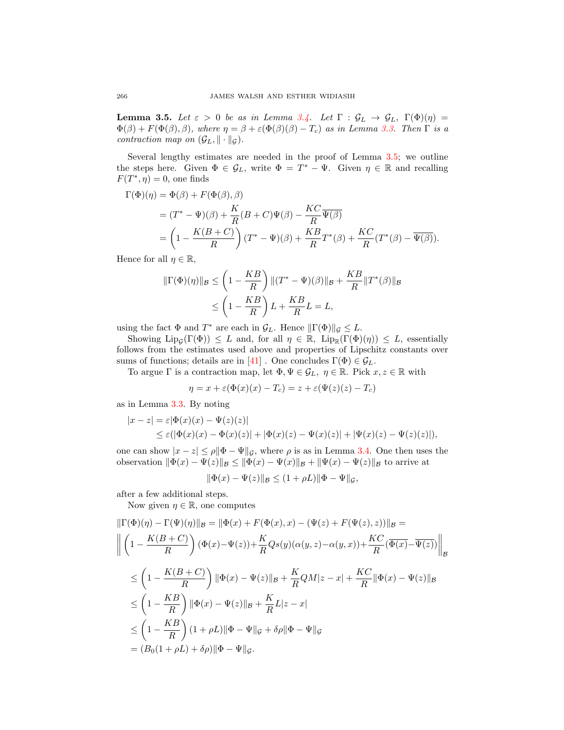**Lemma 3.5.** *Let $\varepsilon > 0$ be as in Lemma 3.4. Let $\Gamma : \mathcal{G}_L \to \mathcal{G}_L$, $\Gamma(\Phi)(\eta) = \Phi(\beta) + F(\Phi(\beta), \beta)$, where $\eta = \beta + \varepsilon(\Phi(\beta)(\beta) - T_c)$ as in Lemma 3.3. Then $\Gamma$ is a contraction map on $(\mathcal{G}_L, \|\cdot\|_{\mathcal{G}})$.*

Several lengthy estimates are needed in the proof of Lemma 3.5; we outline the steps here. Given $\Phi \in \mathcal{G}_L$, write $\Phi = T^* - \Psi$. Given $\eta \in \mathbb{R}$ and recalling $F(T^*, \eta) = 0$, one finds

$$
\begin{aligned}
\Gamma(\Phi)(\eta) &= \Phi(\beta) + F(\Phi(\beta), \beta) \\
&= (T^* - \Psi)(\beta) + \frac{K}{R}(B + C)\Psi(\beta) - \frac{KC}{R}\overline{\Psi(\beta)} \\
&= \left(1 - \frac{K(B+C)}{R}\right)(T^* - \Psi)(\beta) + \frac{KB}{R}T^*(\beta) + \frac{KC}{R}(T^*(\beta) - \overline{\Psi(\beta)}).
\end{aligned}
$$

Hence for all $\eta \in \mathbb{R}$,

$$
\begin{aligned}
\|\Gamma(\Phi)(\eta)\|_{\mathcal{B}} &\le \left(1 - \frac{KB}{R}\right)\|(T^* - \Psi)(\beta)\|_{\mathcal{B}} + \frac{KB}{R}\|T^*(\beta)\|_{\mathcal{B}} \\
&\le \left(1 - \frac{KB}{R}\right)L + \frac{KB}{R}L = L,
\end{aligned}
$$

using the fact $\Phi$ and $T^*$ are each in $\mathcal{G}_L$. Hence $\|\Gamma(\Phi)\|_{\mathcal{G}} \le L$.

Showing $\mathrm{Lip}_{\mathcal{G}}(\Gamma(\Phi)) \le L$ and, for all $\eta \in \mathbb{R}$, $\mathrm{Lip}_{\mathbb{R}}(\Gamma(\Phi)(\eta)) \le L$, essentially follows from the estimates used above and properties of Lipschitz constants over sums of functions; details are in [41] . One concludes $\Gamma(\Phi) \in \mathcal{G}_L$.

To argue $\Gamma$ is a contraction map, let $\Phi, \Psi \in \mathcal{G}_L$, $\eta \in \mathbb{R}$. Pick $x, z \in \mathbb{R}$ with

$$
\eta = x + \varepsilon(\Phi(x)(x) - T_c) = z + \varepsilon(\Psi(z)(z) - T_c)
$$

as in Lemma 3.3. By noting

$$
\begin{aligned}
|x - z| &= \varepsilon|\Phi(x)(x) - \Psi(z)(z)| \\
&\le \varepsilon(|\Phi(x)(x) - \Phi(x)(z)| + |\Phi(x)(z) - \Psi(x)(z)| + |\Psi(x)(z) - \Psi(z)(z)|),
\end{aligned}
$$

one can show $|x - z| \le \rho\|\Phi - \Psi\|_{\mathcal{G}}$, where $\rho$ is as in Lemma 3.4. One then uses the observation $\|\Phi(x) - \Psi(z)\|_{\mathcal{B}} \le \|\Phi(x) - \Psi(x)\|_{\mathcal{B}} + \|\Psi(x) - \Psi(z)\|_{\mathcal{B}}$ to arrive at

$$
\|\Phi(x) - \Psi(z)\|_{\mathcal{B}} \le (1 + \rho L)\|\Phi - \Psi\|_{\mathcal{G}},
$$

after a few additional steps.

Now given $\eta \in \mathbb{R}$, one computes

$$
\begin{aligned}
&\|\Gamma(\Phi)(\eta) - \Gamma(\Psi)(\eta)\|_{\mathcal{B}} = \|\Phi(x) + F(\Phi(x), x) - (\Psi(z) + F(\Psi(z), z))\|_{\mathcal{B}} = \\
&\left\| \left(1 - \frac{K(B+C)}{R}\right)(\Phi(x) - \Psi(z)) + \frac{K}{R}Qs(y)(\alpha(y,z) - \alpha(y,x)) + \frac{KC}{R}(\overline{\Phi(x)} - \overline{\Psi(z)}) \right\|_{\mathcal{B}} \\
&\le \left(1 - \frac{K(B+C)}{R}\right)\|\Phi(x) - \Psi(z)\|_{\mathcal{B}} + \frac{K}{R}QM|z - x| + \frac{KC}{R}\|\Phi(x) - \Psi(z)\|_{\mathcal{B}} \\
&\le \left(1 - \frac{KB}{R}\right)\|\Phi(x) - \Psi(z)\|_{\mathcal{B}} + \frac{K}{R}L|z - x| \\
&\le \left(1 - \frac{KB}{R}\right)(1 + \rho L)\|\Phi - \Psi\|_{\mathcal{G}} + \delta\rho\|\Phi - \Psi\|_{\mathcal{G}} \\
&= (B_0(1 + \rho L) + \delta\rho)\|\Phi - \Psi\|_{\mathcal{G}}.
\end{aligned}
$$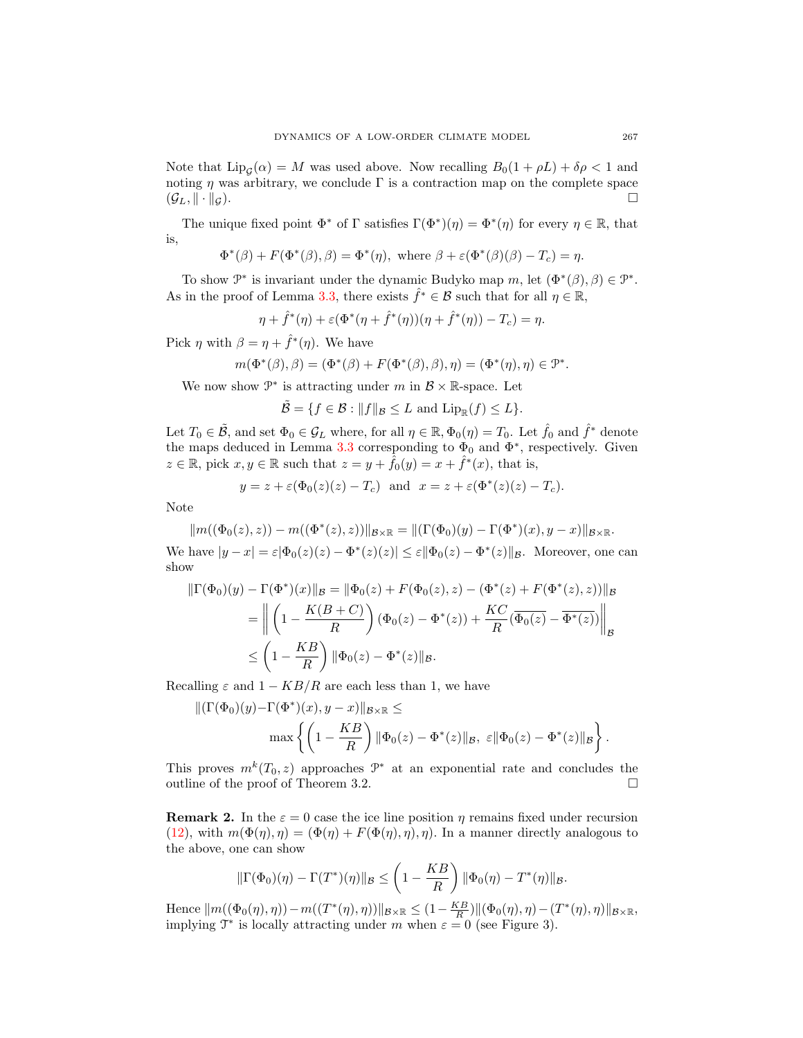Note that $\mathrm{Lip}_{\mathcal{G}}(\alpha) = M$ was used above. Now recalling $B_0(1+\rho L)+\delta\rho < 1$ and noting $\eta$ was arbitrary, we conclude $\Gamma$ is a contraction map on the complete space $(\mathcal{G}_L, \|\cdot\|_{\mathcal{G}})$. □

The unique fixed point $\Phi^*$ of $\Gamma$ satisfies $\Gamma(\Phi^*)(\eta) = \Phi^*(\eta)$ for every $\eta \in \mathbb{R}$, that is,

$$\Phi^*(\beta) + F(\Phi^*(\beta), \beta) = \Phi^*(\eta), \text{ where } \beta + \varepsilon(\Phi^*(\beta)(\beta) - T_c) = \eta.$$

To show $\mathcal{P}^*$ is invariant under the dynamic Budyko map $m$, let $(\Phi^*(\beta), \beta) \in \mathcal{P}^*$. As in the proof of Lemma 3.3, there exists $\hat{f}^* \in \mathcal{B}$ such that for all $\eta \in \mathbb{R}$,

$$\eta + \hat{f}^*(\eta) + \varepsilon(\Phi^*(\eta + \hat{f}^*(\eta))(\eta + \hat{f}^*(\eta)) - T_c) = \eta.$$

Pick $\eta$ with $\beta = \eta + \hat{f}^*(\eta)$. We have

$$m(\Phi^*(\beta), \beta) = (\Phi^*(\beta) + F(\Phi^*(\beta), \beta), \eta) = (\Phi^*(\eta), \eta) \in \mathcal{P}^*.$$

We now show $\mathcal{P}^*$ is attracting under $m$ in $\mathcal{B}\times\mathbb{R}$-space. Let

$$\tilde{\mathcal{B}} = \{f \in \mathcal{B} : \|f\|_{\mathcal{B}} \le L \text{ and } \mathrm{Lip}_{\mathbb{R}}(f) \le L\}.$$

Let $T_0 \in \tilde{\mathcal{B}}$, and set $\Phi_0 \in \mathcal{G}_L$ where, for all $\eta \in \mathbb{R}$, $\Phi_0(\eta) = T_0$. Let $\hat{f}_0$ and $\hat{f}^*$ denote the maps deduced in Lemma 3.3 corresponding to $\Phi_0$ and $\Phi^*$, respectively. Given $z \in \mathbb{R}$, pick $x, y \in \mathbb{R}$ such that $z = y + \hat{f}_0(y) = x + \hat{f}^*(x)$, that is,

$$y = z + \varepsilon(\Phi_0(z)(z) - T_c) \;\text{ and }\; x = z + \varepsilon(\Phi^*(z)(z) - T_c).$$

Note

$$\|m((\Phi_0(z), z)) - m((\Phi^*(z), z))\|_{\mathcal{B}\times\mathbb{R}} = \|(\Gamma(\Phi_0)(y) - \Gamma(\Phi^*)(x), y - x)\|_{\mathcal{B}\times\mathbb{R}}.$$

We have $|y - x| = \varepsilon|\Phi_0(z)(z) - \Phi^*(z)(z)| \le \varepsilon\|\Phi_0(z) - \Phi^*(z)\|_{\mathcal{B}}$. Moreover, one can show

$$\begin{aligned}
\|\Gamma(\Phi_0)(y) - \Gamma(\Phi^*)(x)\|_{\mathcal{B}} &= \|\Phi_0(z) + F(\Phi_0(z), z) - (\Phi^*(z) + F(\Phi^*(z), z))\|_{\mathcal{B}} \\
&= \left\| \left(1 - \frac{K(B+C)}{R}\right)(\Phi_0(z) - \Phi^*(z)) + \frac{KC}{R}(\overline{\Phi_0(z)} - \overline{\Phi^*(z)}) \right\|_{\mathcal{B}} \\
&\le \left(1 - \frac{KB}{R}\right)\|\Phi_0(z) - \Phi^*(z)\|_{\mathcal{B}}.
\end{aligned}$$

Recalling $\varepsilon$ and $1 - KB/R$ are each less than 1, we have

$$\begin{aligned}
&\|(\Gamma(\Phi_0)(y) - \Gamma(\Phi^*)(x), y - x)\|_{\mathcal{B}\times\mathbb{R}} \le \\
&\qquad \max\left\{ \left(1 - \frac{KB}{R}\right)\|\Phi_0(z) - \Phi^*(z)\|_{\mathcal{B}},\ \varepsilon\|\Phi_0(z) - \Phi^*(z)\|_{\mathcal{B}} \right\}.
\end{aligned}$$

This proves $m^k(T_0, z)$ approaches $\mathcal{P}^*$ at an exponential rate and concludes the outline of the proof of Theorem 3.2. □

**Remark 2.** In the $\varepsilon = 0$ case the ice line position $\eta$ remains fixed under recursion (12), with $m(\Phi(\eta), \eta) = (\Phi(\eta) + F(\Phi(\eta), \eta), \eta)$. In a manner directly analogous to the above, one can show

$$\|\Gamma(\Phi_0)(\eta) - \Gamma(T^*)(\eta)\|_{\mathcal{B}} \le \left(1 - \frac{KB}{R}\right)\|\Phi_0(\eta) - T^*(\eta)\|_{\mathcal{B}}.$$

Hence $\|m((\Phi_0(\eta), \eta)) - m((T^*(\eta), \eta))\|_{\mathcal{B}\times\mathbb{R}} \le (1 - \frac{KB}{R})\|(\Phi_0(\eta), \eta) - (T^*(\eta), \eta)\|_{\mathcal{B}\times\mathbb{R}}$, implying $\mathcal{T}^*$ is locally attracting under $m$ when $\varepsilon = 0$ (see Figure 3).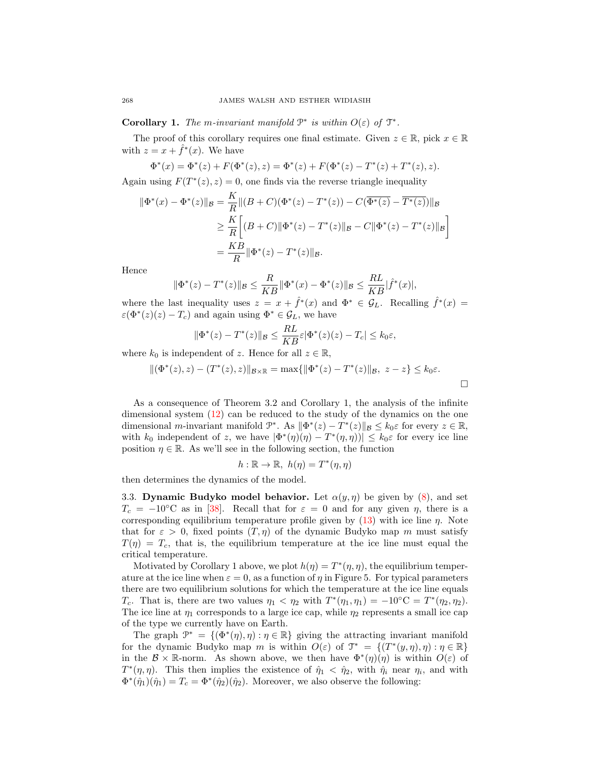**Corollary 1.** *The $m$-invariant manifold $\mathcal{P}^*$ is within $O(\varepsilon)$ of $\mathcal{T}^*$.*

The proof of this corollary requires one final estimate. Given $z \in \mathbb{R}$, pick $x \in \mathbb{R}$ with $z = x + \hat{f}^*(x)$. We have

$$\Phi^*(x) = \Phi^*(z) + F(\Phi^*(z), z) = \Phi^*(z) + F(\Phi^*(z) - T^*(z) + T^*(z), z).$$

Again using $F(T^*(z), z) = 0$, one finds via the reverse triangle inequality

$$\begin{aligned}
\|\Phi^*(x) - \Phi^*(z)\|_{\mathcal{B}} &= \frac{K}{R}\|(B+C)(\Phi^*(z) - T^*(z)) - C(\overline{\Phi^*(z)} - \overline{T^*(z)})\|_{\mathcal{B}} \\
&\geq \frac{K}{R}\left[(B+C)\|\Phi^*(z) - T^*(z)\|_{\mathcal{B}} - C\|\Phi^*(z) - T^*(z)\|_{\mathcal{B}}\right] \\
&= \frac{KB}{R}\|\Phi^*(z) - T^*(z)\|_{\mathcal{B}}.
\end{aligned}$$

Hence

$$\|\Phi^*(z) - T^*(z)\|_{\mathcal{B}} \leq \frac{R}{KB}\|\Phi^*(x) - \Phi^*(z)\|_{\mathcal{B}} \leq \frac{RL}{KB}|\hat{f}^*(x)|,$$

where the last inequality uses $z = x + \hat{f}^*(x)$ and $\Phi^* \in \mathcal{G}_L$. Recalling $\hat{f}^*(x) = \varepsilon(\Phi^*(z)(z) - T_c)$ and again using $\Phi^* \in \mathcal{G}_L$, we have

$$\|\Phi^*(z) - T^*(z)\|_{\mathcal{B}} \leq \frac{RL}{KB}\varepsilon|\Phi^*(z)(z) - T_c| \leq k_0\varepsilon,$$

where $k_0$ is independent of $z$. Hence for all $z \in \mathbb{R}$,

$$\|(\Phi^*(z), z) - (T^*(z), z)\|_{\mathcal{B}\times\mathbb{R}} = \max\{\|\Phi^*(z) - T^*(z)\|_{\mathcal{B}},\ z - z\} \leq k_0\varepsilon.$$

□

As a consequence of Theorem 3.2 and Corollary 1, the analysis of the infinite dimensional system (12) can be reduced to the study of the dynamics on the one dimensional $m$-invariant manifold $\mathcal{P}^*$. As $\|\Phi^*(z) - T^*(z)\|_{\mathcal{B}} \leq k_0\varepsilon$ for every $z \in \mathbb{R}$, with $k_0$ independent of $z$, we have $|\Phi^*(\eta)(\eta) - T^*(\eta, \eta))| \leq k_0\varepsilon$ for every ice line position $\eta \in \mathbb{R}$. As we'll see in the following section, the function

$$h : \mathbb{R} \to \mathbb{R},\ h(\eta) = T^*(\eta, \eta)$$

then determines the dynamics of the model.

### 3.3. Dynamic Budyko model behavior.

Let $\alpha(y, \eta)$ be given by (8), and set $T_c = -10°\text{C}$ as in [38]. Recall that for $\varepsilon = 0$ and for any given $\eta$, there is a corresponding equilibrium temperature profile given by (13) with ice line $\eta$. Note that for $\varepsilon > 0$, fixed points $(T, \eta)$ of the dynamic Budyko map $m$ must satisfy $T(\eta) = T_c$, that is, the equilibrium temperature at the ice line must equal the critical temperature.

Motivated by Corollary 1 above, we plot $h(\eta) = T^*(\eta, \eta)$, the equilibrium temperature at the ice line when $\varepsilon = 0$, as a function of $\eta$ in Figure 5. For typical parameters there are two equilibrium solutions for which the temperature at the ice line equals $T_c$. That is, there are two values $\eta_1 < \eta_2$ with $T^*(\eta_1, \eta_1) = -10°\text{C} = T^*(\eta_2, \eta_2)$. The ice line at $\eta_1$ corresponds to a large ice cap, while $\eta_2$ represents a small ice cap of the type we currently have on Earth.

The graph $\mathcal{P}^* = \{(\Phi^*(\eta), \eta) : \eta \in \mathbb{R}\}$ giving the attracting invariant manifold for the dynamic Budyko map $m$ is within $O(\varepsilon)$ of $\mathcal{T}^* = \{(T^*(y, \eta), \eta) : \eta \in \mathbb{R}\}$ in the $\mathcal{B} \times \mathbb{R}$-norm. As shown above, we then have $\Phi^*(\eta)(\eta)$ is within $O(\varepsilon)$ of $T^*(\eta, \eta)$. This then implies the existence of $\hat{\eta}_1 < \hat{\eta}_2$, with $\hat{\eta}_i$ near $\eta_i$, and with $\Phi^*(\hat{\eta}_1)(\hat{\eta}_1) = T_c = \Phi^*(\hat{\eta}_2)(\hat{\eta}_2)$. Moreover, we also observe the following: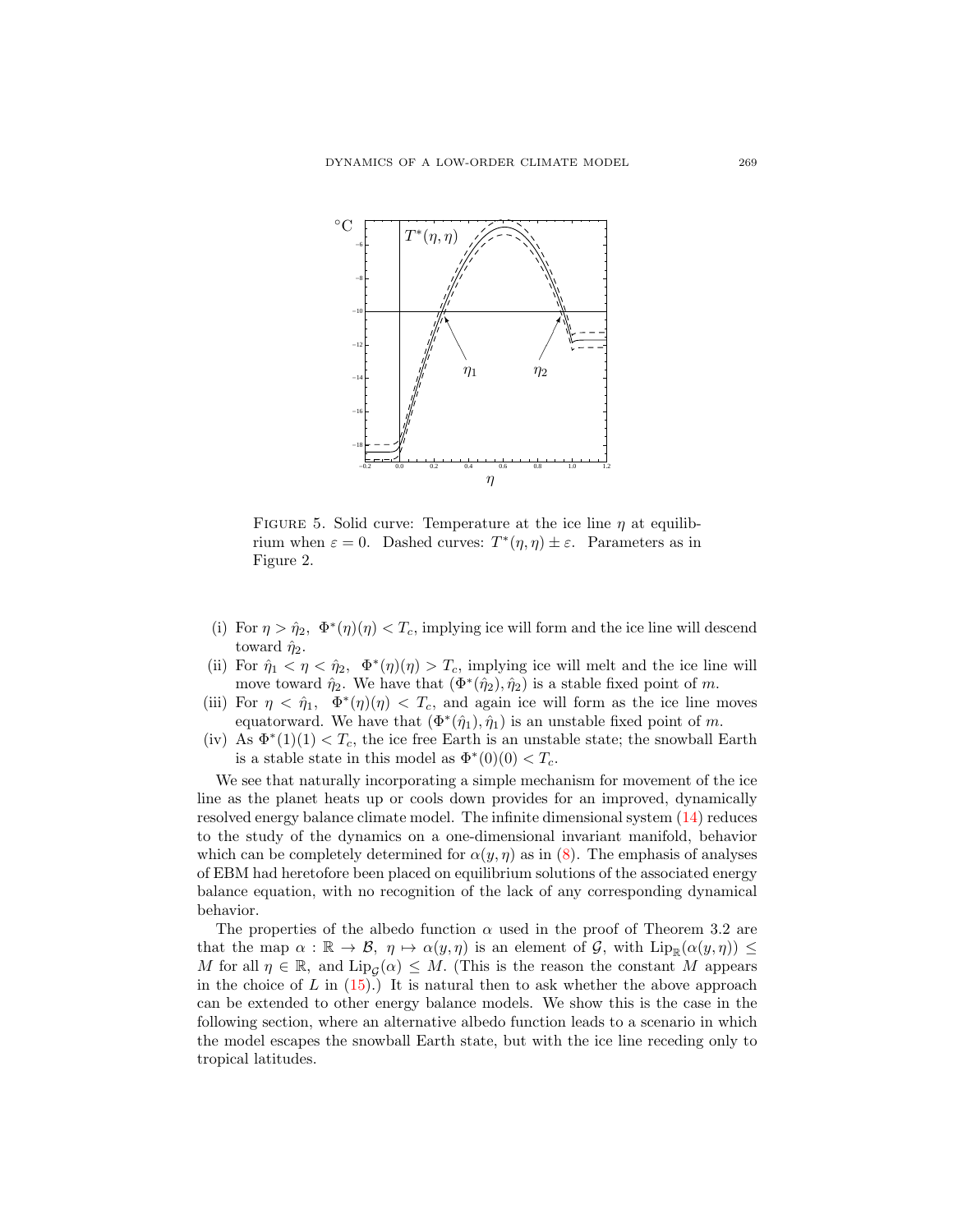FIGURE 5. Solid curve: Temperature at the ice line $\eta$ at equilibrium when $\varepsilon = 0$. Dashed curves: $T^*(\eta, \eta) \pm \varepsilon$. Parameters as in Figure 2.

(i) For $\eta > \hat{\eta}_2$, $\Phi^*(\eta)(\eta) < T_c$, implying ice will form and the ice line will descend toward $\hat{\eta}_2$.

(ii) For $\hat{\eta}_1 < \eta < \hat{\eta}_2$, $\Phi^*(\eta)(\eta) > T_c$, implying ice will melt and the ice line will move toward $\hat{\eta}_2$. We have that $(\Phi^*(\hat{\eta}_2), \hat{\eta}_2)$ is a stable fixed point of $m$.

(iii) For $\eta < \hat{\eta}_1$, $\Phi^*(\eta)(\eta) < T_c$, and again ice will form as the ice line moves equatorward. We have that $(\Phi^*(\hat{\eta}_1), \hat{\eta}_1)$ is an unstable fixed point of $m$.

(iv) As $\Phi^*(1)(1) < T_c$, the ice free Earth is an unstable state; the snowball Earth is a stable state in this model as $\Phi^*(0)(0) < T_c$.

We see that naturally incorporating a simple mechanism for movement of the ice line as the planet heats up or cools down provides for an improved, dynamically resolved energy balance climate model. The infinite dimensional system (14) reduces to the study of the dynamics on a one-dimensional invariant manifold, behavior which can be completely determined for $\alpha(y, \eta)$ as in (8). The emphasis of analyses of EBM had heretofore been placed on equilibrium solutions of the associated energy balance equation, with no recognition of the lack of any corresponding dynamical behavior.

The properties of the albedo function $\alpha$ used in the proof of Theorem 3.2 are that the map $\alpha : \mathbb{R} \to \mathcal{B}$, $\eta \mapsto \alpha(y, \eta)$ is an element of $\mathcal{G}$, with $\mathrm{Lip}_{\mathbb{R}}(\alpha(y, \eta)) \leq M$ for all $\eta \in \mathbb{R}$, and $\mathrm{Lip}_{\mathcal{G}}(\alpha) \leq M$. (This is the reason the constant $M$ appears in the choice of $L$ in (15).) It is natural then to ask whether the above approach can be extended to other energy balance models. We show this is the case in the following section, where an alternative albedo function leads to a scenario in which the model escapes the snowball Earth state, but with the ice line receding only to tropical latitudes.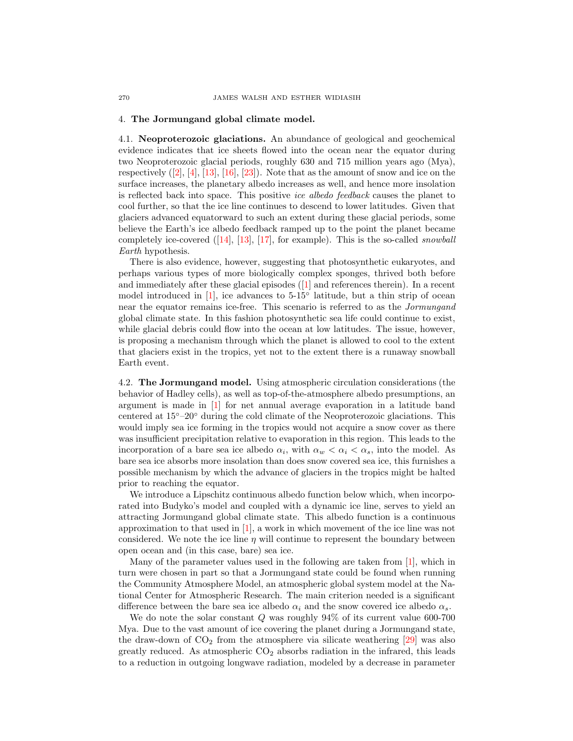## 4. The Jormungand global climate model.

**4.1. Neoproterozoic glaciations.** An abundance of geological and geochemical evidence indicates that ice sheets flowed into the ocean near the equator during two Neoproterozoic glacial periods, roughly 630 and 715 million years ago (Mya), respectively ([2], [4], [13], [16], [23]). Note that as the amount of snow and ice on the surface increases, the planetary albedo increases as well, and hence more insolation is reflected back into space. This positive *ice albedo feedback* causes the planet to cool further, so that the ice line continues to descend to lower latitudes. Given that glaciers advanced equatorward to such an extent during these glacial periods, some believe the Earth's ice albedo feedback ramped up to the point the planet became completely ice-covered ([14], [13], [17], for example). This is the so-called *snowball Earth* hypothesis.

There is also evidence, however, suggesting that photosynthetic eukaryotes, and perhaps various types of more biologically complex sponges, thrived both before and immediately after these glacial episodes ([1] and references therein). In a recent model introduced in [1], ice advances to 5-15° latitude, but a thin strip of ocean near the equator remains ice-free. This scenario is referred to as the *Jormungand* global climate state. In this fashion photosynthetic sea life could continue to exist, while glacial debris could flow into the ocean at low latitudes. The issue, however, is proposing a mechanism through which the planet is allowed to cool to the extent that glaciers exist in the tropics, yet not to the extent there is a runaway snowball Earth event.

**4.2. The Jormungand model.** Using atmospheric circulation considerations (the behavior of Hadley cells), as well as top-of-the-atmosphere albedo presumptions, an argument is made in [1] for net annual average evaporation in a latitude band centered at 15°–20° during the cold climate of the Neoproterozoic glaciations. This would imply sea ice forming in the tropics would not acquire a snow cover as there was insufficient precipitation relative to evaporation in this region. This leads to the incorporation of a bare sea ice albedo $\alpha_i$, with $\alpha_w < \alpha_i < \alpha_s$, into the model. As bare sea ice absorbs more insolation than does snow covered sea ice, this furnishes a possible mechanism by which the advance of glaciers in the tropics might be halted prior to reaching the equator.

We introduce a Lipschitz continuous albedo function below which, when incorporated into Budyko's model and coupled with a dynamic ice line, serves to yield an attracting Jormungand global climate state. This albedo function is a continuous approximation to that used in [1], a work in which movement of the ice line was not considered. We note the ice line $\eta$ will continue to represent the boundary between open ocean and (in this case, bare) sea ice.

Many of the parameter values used in the following are taken from [1], which in turn were chosen in part so that a Jormungand state could be found when running the Community Atmosphere Model, an atmospheric global system model at the National Center for Atmospheric Research. The main criterion needed is a significant difference between the bare sea ice albedo $\alpha_i$ and the snow covered ice albedo $\alpha_s$.

We do note the solar constant $Q$ was roughly 94% of its current value 600-700 Mya. Due to the vast amount of ice covering the planet during a Jormungand state, the draw-down of $CO_2$ from the atmosphere via silicate weathering [29] was also greatly reduced. As atmospheric $CO_2$ absorbs radiation in the infrared, this leads to a reduction in outgoing longwave radiation, modeled by a decrease in parameter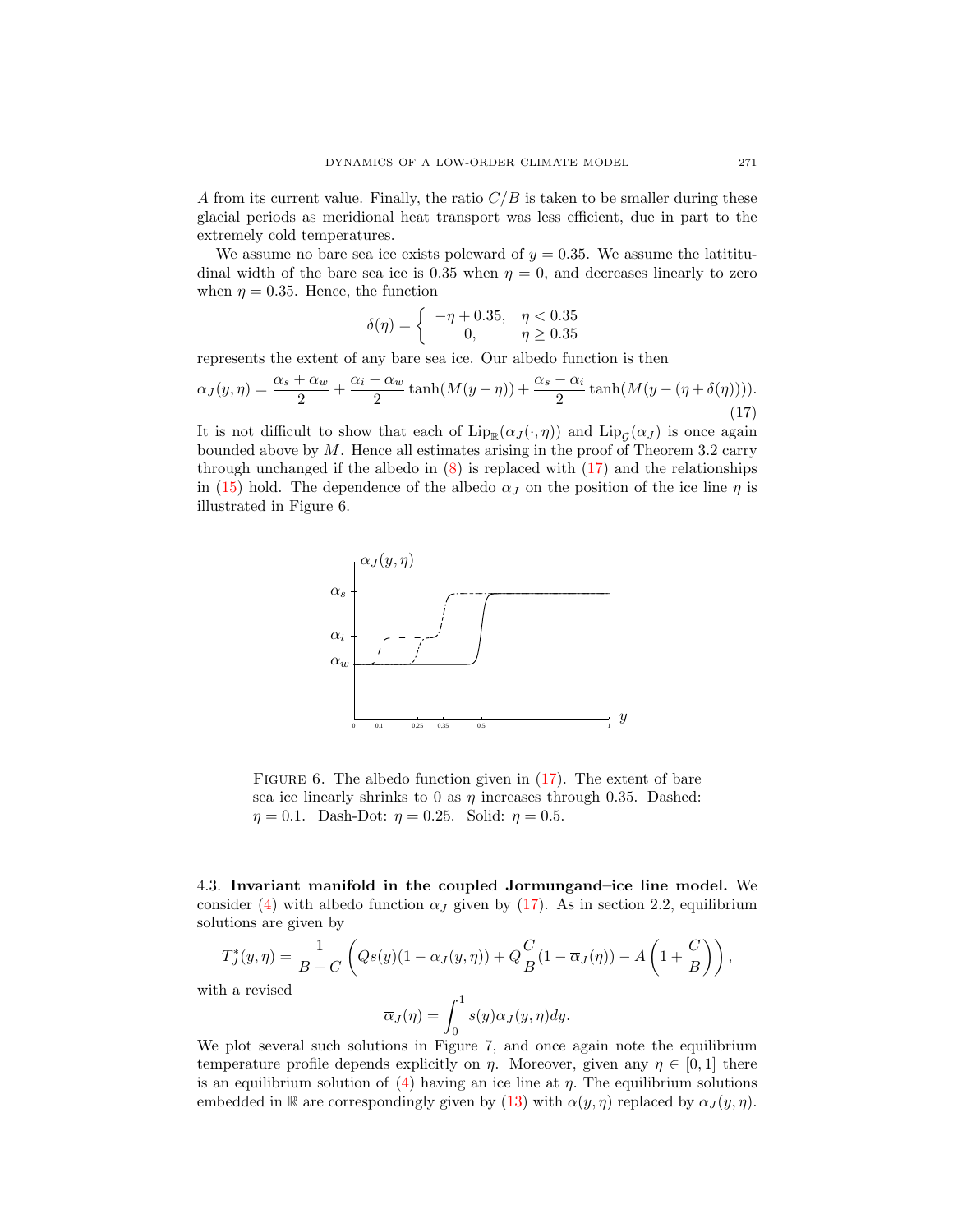$A$ from its current value. Finally, the ratio $C/B$ is taken to be smaller during these glacial periods as meridional heat transport was less efficient, due in part to the extremely cold temperatures.

We assume no bare sea ice exists poleward of $y = 0.35$. We assume the latititudinal width of the bare sea ice is 0.35 when $\eta = 0$, and decreases linearly to zero when $\eta = 0.35$. Hence, the function

$$\delta(\eta) = \begin{cases} -\eta + 0.35, & \eta < 0.35 \\ 0, & \eta \geq 0.35 \end{cases}$$

represents the extent of any bare sea ice. Our albedo function is then

$$\alpha_J(y, \eta) = \frac{\alpha_s + \alpha_w}{2} + \frac{\alpha_i - \alpha_w}{2} \tanh(M(y - \eta)) + \frac{\alpha_s - \alpha_i}{2} \tanh(M(y - (\eta + \delta(\eta)))). \tag{17}$$

It is not difficult to show that each of $\mathrm{Lip}_{\mathbb{R}}(\alpha_J(\cdot, \eta))$ and $\mathrm{Lip}_{\mathcal{G}}(\alpha_J)$ is once again bounded above by $M$. Hence all estimates arising in the proof of Theorem 3.2 carry through unchanged if the albedo in (8) is replaced with (17) and the relationships in (15) hold. The dependence of the albedo $\alpha_J$ on the position of the ice line $\eta$ is illustrated in Figure 6.

FIGURE 6. The albedo function given in (17). The extent of bare sea ice linearly shrinks to 0 as $\eta$ increases through 0.35. Dashed: $\eta = 0.1$. Dash-Dot: $\eta = 0.25$. Solid: $\eta = 0.5$.

### 4.3. Invariant manifold in the coupled Jormungand–ice line model.

We consider (4) with albedo function $\alpha_J$ given by (17). As in section 2.2, equilibrium solutions are given by

$$T_J^*(y, \eta) = \frac{1}{B + C} \left( Qs(y)(1 - \alpha_J(y, \eta)) + Q\frac{C}{B}(1 - \overline{\alpha}_J(\eta)) - A\left(1 + \frac{C}{B}\right) \right),$$

with a revised

$$\overline{\alpha}_J(\eta) = \int_0^1 s(y)\alpha_J(y, \eta) dy.$$

We plot several such solutions in Figure 7, and once again note the equilibrium temperature profile depends explicitly on $\eta$. Moreover, given any $\eta \in [0, 1]$ there is an equilibrium solution of (4) having an ice line at $\eta$. The equilibrium solutions embedded in $\mathbb{R}$ are correspondingly given by (13) with $\alpha(y, \eta)$ replaced by $\alpha_J(y, \eta)$.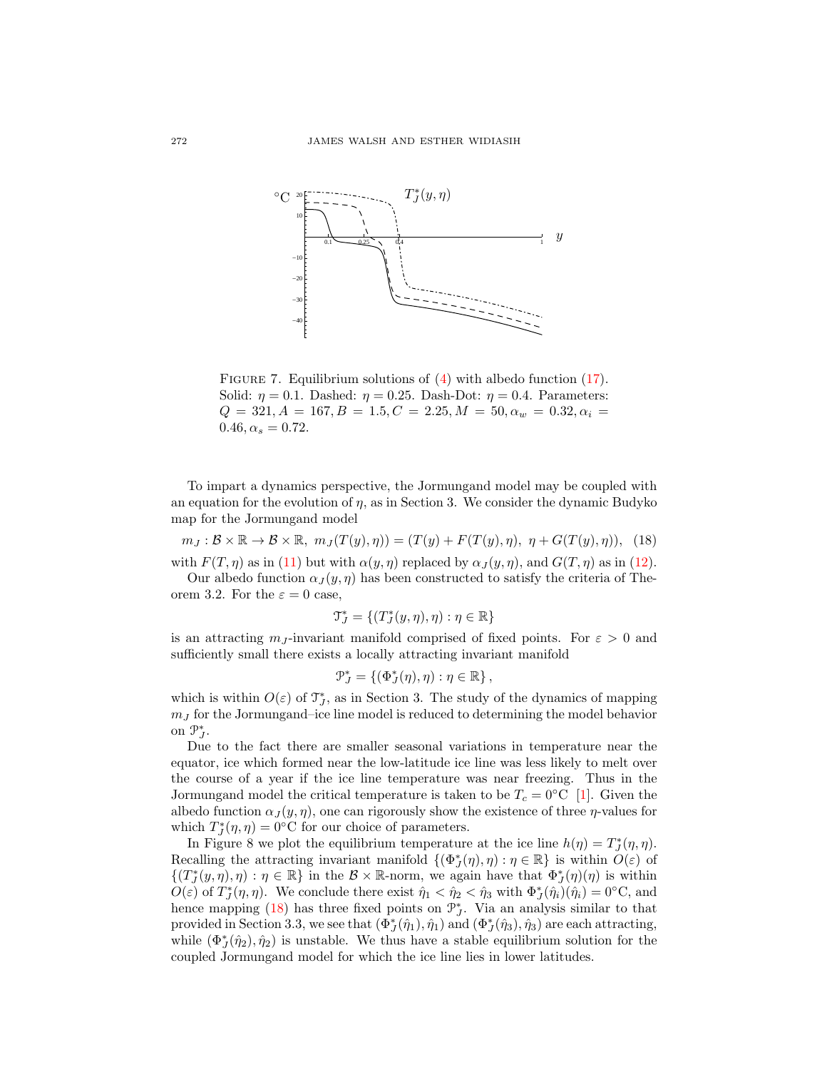FIGURE 7. Equilibrium solutions of (4) with albedo function (17). Solid: $\eta = 0.1$. Dashed: $\eta = 0.25$. Dash-Dot: $\eta = 0.4$. Parameters: $Q = 321, A = 167, B = 1.5, C = 2.25, M = 50, \alpha_w = 0.32, \alpha_i = 0.46, \alpha_s = 0.72$.

To impart a dynamics perspective, the Jormungand model may be coupled with an equation for the evolution of $\eta$, as in Section 3. We consider the dynamic Budyko map for the Jormungand model

$$m_J : \mathcal{B} \times \mathbb{R} \to \mathcal{B} \times \mathbb{R},\ m_J(T(y), \eta)) = (T(y) + F(T(y), \eta),\ \eta + G(T(y), \eta)), \quad (18)$$

with $F(T, \eta)$ as in (11) but with $\alpha(y, \eta)$ replaced by $\alpha_J(y, \eta)$, and $G(T, \eta)$ as in (12).

Our albedo function $\alpha_J(y, \eta)$ has been constructed to satisfy the criteria of Theorem 3.2. For the $\varepsilon = 0$ case,

$$\mathcal{T}_J^* = \{(T_J^*(y, \eta), \eta) : \eta \in \mathbb{R}\}$$

is an attracting $m_J$-invariant manifold comprised of fixed points. For $\varepsilon > 0$ and sufficiently small there exists a locally attracting invariant manifold

$$\mathcal{P}_J^* = \{(\Phi_J^*(\eta), \eta) : \eta \in \mathbb{R}\},$$

which is within $O(\varepsilon)$ of $\mathcal{T}_J^*$, as in Section 3. The study of the dynamics of mapping $m_J$ for the Jormungand–ice line model is reduced to determining the model behavior on $\mathcal{P}_J^*$.

Due to the fact there are smaller seasonal variations in temperature near the equator, ice which formed near the low-latitude ice line was less likely to melt over the course of a year if the ice line temperature was near freezing. Thus in the Jormungand model the critical temperature is taken to be $T_c = 0°$C [1]. Given the albedo function $\alpha_J(y, \eta)$, one can rigorously show the existence of three $\eta$-values for which $T_J^*(\eta, \eta) = 0°$C for our choice of parameters.

In Figure 8 we plot the equilibrium temperature at the ice line $h(\eta) = T_J^*(\eta, \eta)$. Recalling the attracting invariant manifold $\{(\Phi_J^*(\eta), \eta) : \eta \in \mathbb{R}\}$ is within $O(\varepsilon)$ of $\{(T_J^*(y, \eta), \eta) : \eta \in \mathbb{R}\}$ in the $\mathcal{B} \times \mathbb{R}$-norm, we again have that $\Phi_J^*(\eta)(\eta)$ is within $O(\varepsilon)$ of $T_J^*(\eta, \eta)$. We conclude there exist $\hat{\eta}_1 < \hat{\eta}_2 < \hat{\eta}_3$ with $\Phi_J^*(\hat{\eta}_i)(\hat{\eta}_i) = 0°$C, and hence mapping (18) has three fixed points on $\mathcal{P}_J^*$. Via an analysis similar to that provided in Section 3.3, we see that $(\Phi_J^*(\hat{\eta}_1), \hat{\eta}_1)$ and $(\Phi_J^*(\hat{\eta}_3), \hat{\eta}_3)$ are each attracting, while $(\Phi_J^*(\hat{\eta}_2), \hat{\eta}_2)$ is unstable. We thus have a stable equilibrium solution for the coupled Jormungand model for which the ice line lies in lower latitudes.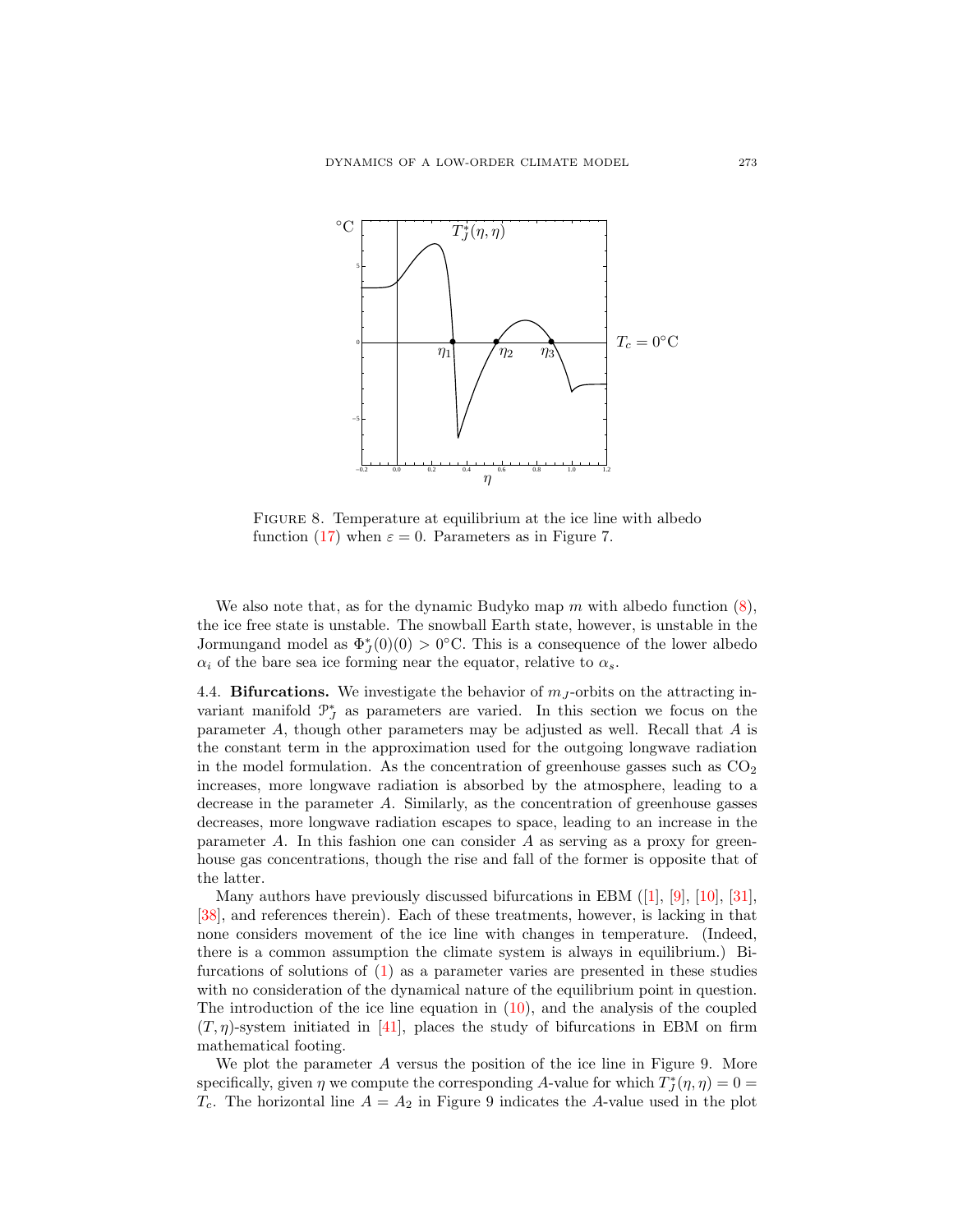FIGURE 8. Temperature at equilibrium at the ice line with albedo function (17) when $\varepsilon = 0$. Parameters as in Figure 7.

We also note that, as for the dynamic Budyko map $m$ with albedo function (8), the ice free state is unstable. The snowball Earth state, however, is unstable in the Jormungand model as $\Phi_J^*(0)(0) > 0°$C. This is a consequence of the lower albedo $\alpha_i$ of the bare sea ice forming near the equator, relative to $\alpha_s$.

4.4. **Bifurcations.** We investigate the behavior of $m_J$-orbits on the attracting invariant manifold $\mathcal{P}_J^*$ as parameters are varied. In this section we focus on the parameter $A$, though other parameters may be adjusted as well. Recall that $A$ is the constant term in the approximation used for the outgoing longwave radiation in the model formulation. As the concentration of greenhouse gasses such as $CO_2$ increases, more longwave radiation is absorbed by the atmosphere, leading to a decrease in the parameter $A$. Similarly, as the concentration of greenhouse gasses decreases, more longwave radiation escapes to space, leading to an increase in the parameter $A$. In this fashion one can consider $A$ as serving as a proxy for greenhouse gas concentrations, though the rise and fall of the former is opposite that of the latter.

Many authors have previously discussed bifurcations in EBM ([1], [9], [10], [31], [38], and references therein). Each of these treatments, however, is lacking in that none considers movement of the ice line with changes in temperature. (Indeed, there is a common assumption the climate system is always in equilibrium.) Bifurcations of solutions of (1) as a parameter varies are presented in these studies with no consideration of the dynamical nature of the equilibrium point in question. The introduction of the ice line equation in (10), and the analysis of the coupled $(T, \eta)$-system initiated in [41], places the study of bifurcations in EBM on firm mathematical footing.

We plot the parameter $A$ versus the position of the ice line in Figure 9. More specifically, given $\eta$ we compute the corresponding $A$-value for which $T_J^*(\eta, \eta) = 0 = T_c$. The horizontal line $A = A_2$ in Figure 9 indicates the $A$-value used in the plot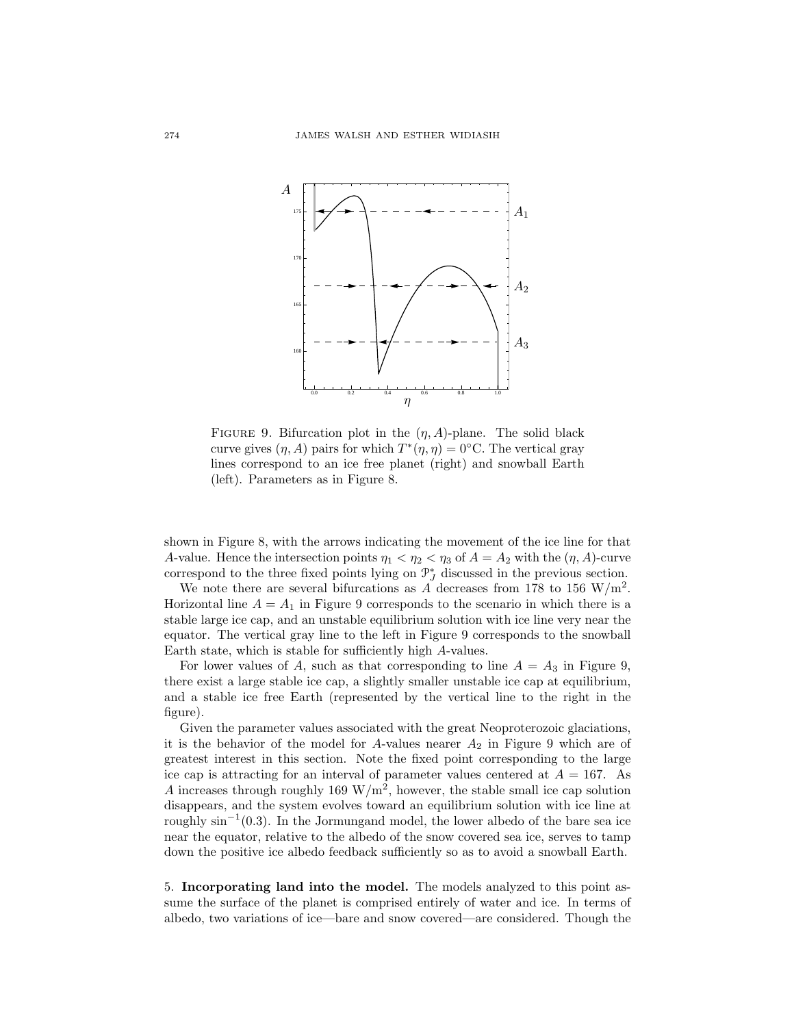FIGURE 9. Bifurcation plot in the $(\eta, A)$-plane. The solid black curve gives $(\eta, A)$ pairs for which $T^*(\eta, \eta) = 0°\text{C}$. The vertical gray lines correspond to an ice free planet (right) and snowball Earth (left). Parameters as in Figure 8.

shown in Figure 8, with the arrows indicating the movement of the ice line for that $A$-value. Hence the intersection points $\eta_1 < \eta_2 < \eta_3$ of $A = A_2$ with the $(\eta, A)$-curve correspond to the three fixed points lying on $\mathcal{P}_J^*$ discussed in the previous section.

We note there are several bifurcations as $A$ decreases from 178 to 156 W/m$^2$. Horizontal line $A = A_1$ in Figure 9 corresponds to the scenario in which there is a stable large ice cap, and an unstable equilibrium solution with ice line very near the equator. The vertical gray line to the left in Figure 9 corresponds to the snowball Earth state, which is stable for sufficiently high $A$-values.

For lower values of $A$, such as that corresponding to line $A = A_3$ in Figure 9, there exist a large stable ice cap, a slightly smaller unstable ice cap at equilibrium, and a stable ice free Earth (represented by the vertical line to the right in the figure).

Given the parameter values associated with the great Neoproterozoic glaciations, it is the behavior of the model for $A$-values nearer $A_2$ in Figure 9 which are of greatest interest in this section. Note the fixed point corresponding to the large ice cap is attracting for an interval of parameter values centered at $A = 167$. As $A$ increases through roughly 169 W/m$^2$, however, the stable small ice cap solution disappears, and the system evolves toward an equilibrium solution with ice line at roughly $\sin^{-1}(0.3)$. In the Jormungand model, the lower albedo of the bare sea ice near the equator, relative to the albedo of the snow covered sea ice, serves to tamp down the positive ice albedo feedback sufficiently so as to avoid a snowball Earth.

## 5. Incorporating land into the model.

The models analyzed to this point assume the surface of the planet is comprised entirely of water and ice. In terms of albedo, two variations of ice—bare and snow covered—are considered. Though the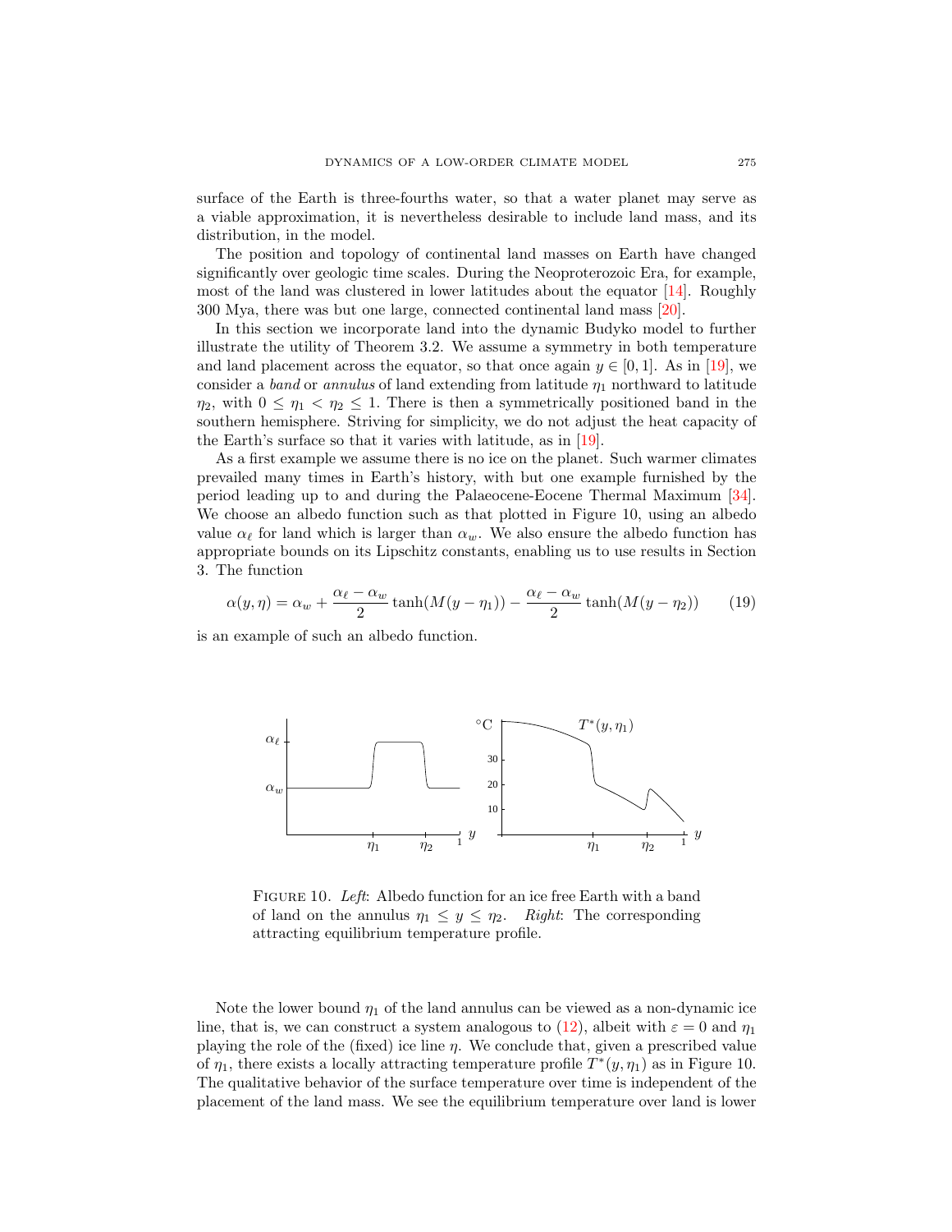surface of the Earth is three-fourths water, so that a water planet may serve as a viable approximation, it is nevertheless desirable to include land mass, and its distribution, in the model.

The position and topology of continental land masses on Earth have changed significantly over geologic time scales. During the Neoproterozoic Era, for example, most of the land was clustered in lower latitudes about the equator [14]. Roughly 300 Mya, there was but one large, connected continental land mass [20].

In this section we incorporate land into the dynamic Budyko model to further illustrate the utility of Theorem 3.2. We assume a symmetry in both temperature and land placement across the equator, so that once again $y \in [0, 1]$. As in [19], we consider a *band* or *annulus* of land extending from latitude $\eta_1$ northward to latitude $\eta_2$, with $0 \leq \eta_1 < \eta_2 \leq 1$. There is then a symmetrically positioned band in the southern hemisphere. Striving for simplicity, we do not adjust the heat capacity of the Earth's surface so that it varies with latitude, as in [19].

As a first example we assume there is no ice on the planet. Such warmer climates prevailed many times in Earth's history, with but one example furnished by the period leading up to and during the Palaeocene-Eocene Thermal Maximum [34]. We choose an albedo function such as that plotted in Figure 10, using an albedo value $\alpha_\ell$ for land which is larger than $\alpha_w$. We also ensure the albedo function has appropriate bounds on its Lipschitz constants, enabling us to use results in Section 3. The function

$$\alpha(y, \eta) = \alpha_w + \frac{\alpha_\ell - \alpha_w}{2} \tanh(M(y - \eta_1)) - \frac{\alpha_\ell - \alpha_w}{2} \tanh(M(y - \eta_2)) \qquad (19)$$

is an example of such an albedo function.

FIGURE 10. *Left*: Albedo function for an ice free Earth with a band of land on the annulus $\eta_1 \leq y \leq \eta_2$. *Right*: The corresponding attracting equilibrium temperature profile.

Note the lower bound $\eta_1$ of the land annulus can be viewed as a non-dynamic ice line, that is, we can construct a system analogous to (12), albeit with $\varepsilon = 0$ and $\eta_1$ playing the role of the (fixed) ice line $\eta$. We conclude that, given a prescribed value of $\eta_1$, there exists a locally attracting temperature profile $T^*(y, \eta_1)$ as in Figure 10. The qualitative behavior of the surface temperature over time is independent of the placement of the land mass. We see the equilibrium temperature over land is lower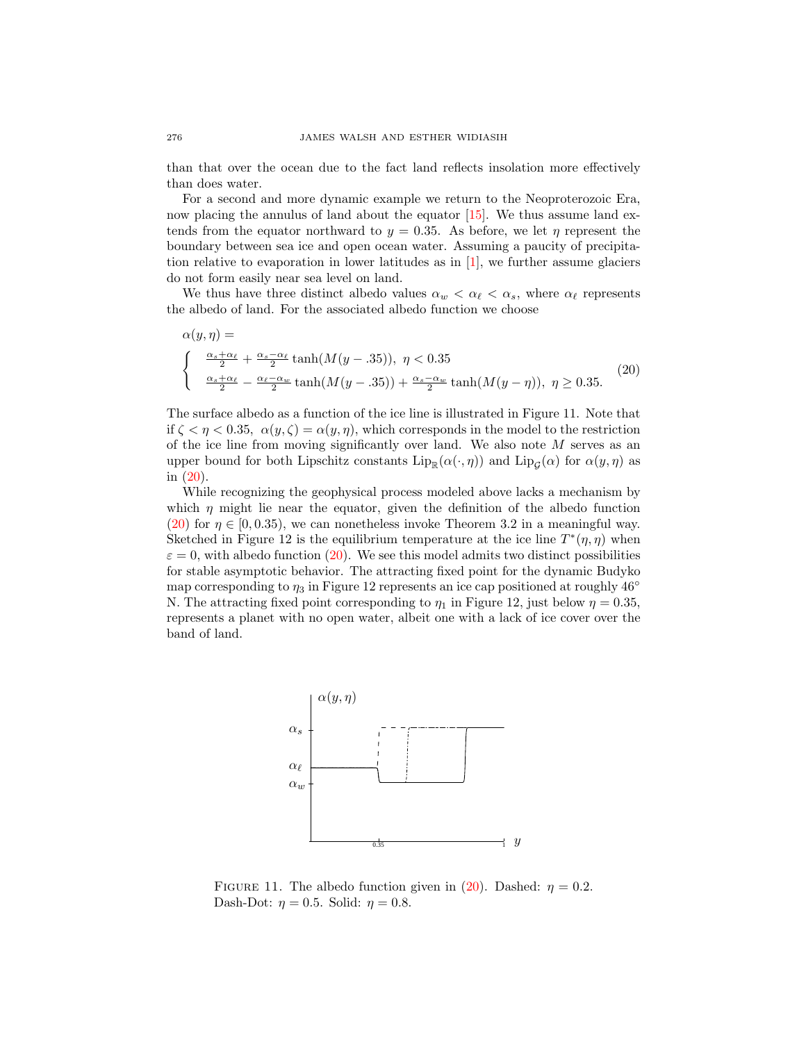than that over the ocean due to the fact land reflects insolation more effectively than does water.

For a second and more dynamic example we return to the Neoproterozoic Era, now placing the annulus of land about the equator [15]. We thus assume land extends from the equator northward to $y = 0.35$. As before, we let $\eta$ represent the boundary between sea ice and open ocean water. Assuming a paucity of precipitation relative to evaporation in lower latitudes as in [1], we further assume glaciers do not form easily near sea level on land.

We thus have three distinct albedo values $\alpha_w < \alpha_\ell < \alpha_s$, where $\alpha_\ell$ represents the albedo of land. For the associated albedo function we choose

$$\alpha(y,\eta) = \begin{cases} \frac{\alpha_s+\alpha_\ell}{2} + \frac{\alpha_s-\alpha_\ell}{2}\tanh(M(y-.35)), \ \eta < 0.35 \\ \frac{\alpha_s+\alpha_\ell}{2} - \frac{\alpha_\ell-\alpha_w}{2}\tanh(M(y-.35)) + \frac{\alpha_s-\alpha_w}{2}\tanh(M(y-\eta)), \ \eta \geq 0.35. \end{cases} \tag{20}$$

The surface albedo as a function of the ice line is illustrated in Figure 11. Note that if $\zeta < \eta < 0.35$, $\alpha(y,\zeta) = \alpha(y,\eta)$, which corresponds in the model to the restriction of the ice line from moving significantly over land. We also note $M$ serves as an upper bound for both Lipschitz constants $\mathrm{Lip}_{\mathbb{R}}(\alpha(\cdot,\eta))$ and $\mathrm{Lip}_{\mathcal{G}}(\alpha)$ for $\alpha(y,\eta)$ as in (20).

While recognizing the geophysical process modeled above lacks a mechanism by which $\eta$ might lie near the equator, given the definition of the albedo function (20) for $\eta \in [0, 0.35)$, we can nonetheless invoke Theorem 3.2 in a meaningful way. Sketched in Figure 12 is the equilibrium temperature at the ice line $T^*(\eta,\eta)$ when $\varepsilon = 0$, with albedo function (20). We see this model admits two distinct possibilities for stable asymptotic behavior. The attracting fixed point for the dynamic Budyko map corresponding to $\eta_3$ in Figure 12 represents an ice cap positioned at roughly 46° N. The attracting fixed point corresponding to $\eta_1$ in Figure 12, just below $\eta = 0.35$, represents a planet with no open water, albeit one with a lack of ice cover over the band of land.

FIGURE 11. The albedo function given in (20). Dashed: $\eta = 0.2$. Dash-Dot: $\eta = 0.5$. Solid: $\eta = 0.8$.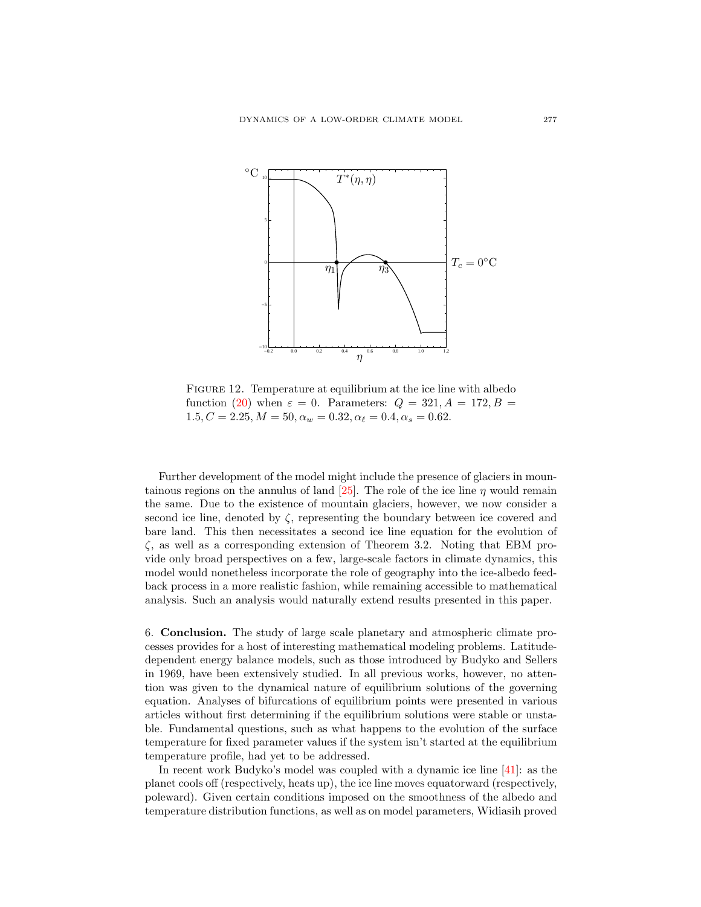FIGURE 12. Temperature at equilibrium at the ice line with albedo function (20) when $\varepsilon = 0$. Parameters: $Q = 321, A = 172, B = 1.5, C = 2.25, M = 50, \alpha_w = 0.32, \alpha_\ell = 0.4, \alpha_s = 0.62$.

Further development of the model might include the presence of glaciers in mountainous regions on the annulus of land [25]. The role of the ice line $\eta$ would remain the same. Due to the existence of mountain glaciers, however, we now consider a second ice line, denoted by $\zeta$, representing the boundary between ice covered and bare land. This then necessitates a second ice line equation for the evolution of $\zeta$, as well as a corresponding extension of Theorem 3.2. Noting that EBM provide only broad perspectives on a few, large-scale factors in climate dynamics, this model would nonetheless incorporate the role of geography into the ice-albedo feedback process in a more realistic fashion, while remaining accessible to mathematical analysis. Such an analysis would naturally extend results presented in this paper.

## 6. Conclusion.

The study of large scale planetary and atmospheric climate processes provides for a host of interesting mathematical modeling problems. Latitude-dependent energy balance models, such as those introduced by Budyko and Sellers in 1969, have been extensively studied. In all previous works, however, no attention was given to the dynamical nature of equilibrium solutions of the governing equation. Analyses of bifurcations of equilibrium points were presented in various articles without first determining if the equilibrium solutions were stable or unstable. Fundamental questions, such as what happens to the evolution of the surface temperature for fixed parameter values if the system isn't started at the equilibrium temperature profile, had yet to be addressed.

In recent work Budyko's model was coupled with a dynamic ice line [41]: as the planet cools off (respectively, heats up), the ice line moves equatorward (respectively, poleward). Given certain conditions imposed on the smoothness of the albedo and temperature distribution functions, as well as on model parameters, Widiasih proved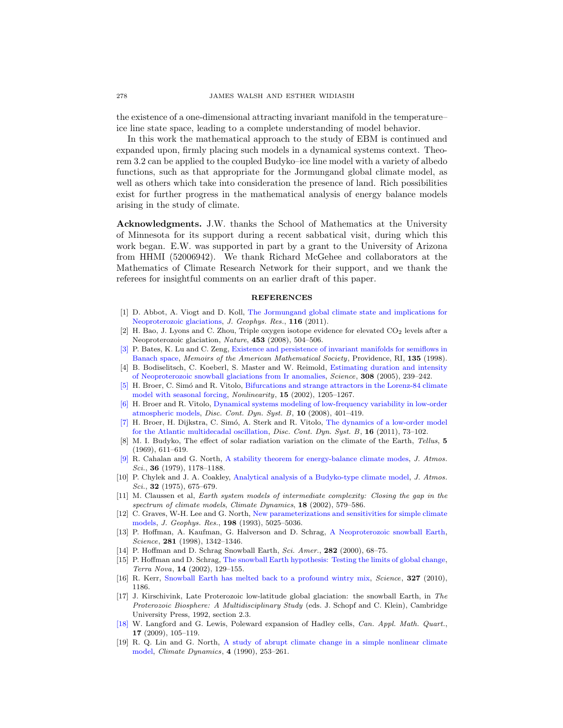the existence of a one-dimensional attracting invariant manifold in the temperature–ice line state space, leading to a complete understanding of model behavior.

In this work the mathematical approach to the study of EBM is continued and expanded upon, firmly placing such models in a dynamical systems context. Theorem 3.2 can be applied to the coupled Budyko–ice line model with a variety of albedo functions, such as that appropriate for the Jormungand global climate model, as well as others which take into consideration the presence of land. Rich possibilities exist for further progress in the mathematical analysis of energy balance models arising in the study of climate.

**Acknowledgments.** J.W. thanks the School of Mathematics at the University of Minnesota for its support during a recent sabbatical visit, during which this work began. E.W. was supported in part by a grant to the University of Arizona from HHMI (52006942). We thank Richard McGehee and collaborators at the Mathematics of Climate Research Network for their support, and we thank the referees for insightful comments on an earlier draft of this paper.

## REFERENCES

[1] D. Abbot, A. Viogt and D. Koll, The Jormungand global climate state and implications for Neoproterozoic glaciations, *J. Geophys. Res.*, **116** (2011).

[2] H. Bao, J. Lyons and C. Zhou, Triple oxygen isotope evidence for elevated $CO_2$ levels after a Neoproterozoic glaciation, *Nature*, **453** (2008), 504–506.

[3] P. Bates, K. Lu and C. Zeng, Existence and persistence of invariant manifolds for semiflows in Banach space, *Memoirs of the American Mathematical Society*, Providence, RI, **135** (1998).

[4] B. Bodiselitsch, C. Koeberl, S. Master and W. Reimold, Estimating duration and intensity of Neoproterozoic snowball glaciations from Ir anomalies, *Science*, **308** (2005), 239–242.

[5] H. Broer, C. Simó and R. Vitolo, Bifurcations and strange attractors in the Lorenz-84 climate model with seasonal forcing, *Nonlinearity*, **15** (2002), 1205–1267.

[6] H. Broer and R. Vitolo, Dynamical systems modeling of low-frequency variability in low-order atmospheric models, *Disc. Cont. Dyn. Syst. B*, **10** (2008), 401–419.

[7] H. Broer, H. Dijkstra, C. Simó, A. Sterk and R. Vitolo, The dynamics of a low-order model for the Atlantic multidecadal oscillation, *Disc. Cont. Dyn. Syst. B*, **16** (2011), 73–102.

[8] M. I. Budyko, The effect of solar radiation variation on the climate of the Earth, *Tellus*, **5** (1969), 611–619.

[9] R. Cahalan and G. North, A stability theorem for energy-balance climate modes, *J. Atmos. Sci.*, **36** (1979), 1178–1188.

[10] P. Chylek and J. A. Coakley, Analytical analysis of a Budyko-type climate model, *J. Atmos. Sci.*, **32** (1975), 675–679.

[11] M. Claussen et al, *Earth system models of intermediate complexity: Closing the gap in the spectrum of climate models*, *Climate Dynamics*, **18** (2002), 579–586.

[12] C. Graves, W-H. Lee and G. North, New parameterizations and sensitivities for simple climate models, *J. Geophys. Res.*, **198** (1993), 5025–5036.

[13] P. Hoffman, A. Kaufman, G. Halverson and D. Schrag, A Neoproterozoic snowball Earth, *Science*, **281** (1998), 1342–1346.

[14] P. Hoffman and D. Schrag Snowball Earth, *Sci. Amer.*, **282** (2000), 68–75.

[15] P. Hoffman and D. Schrag, The snowball Earth hypothesis: Testing the limits of global change, *Terra Nova*, **14** (2002), 129–155.

[16] R. Kerr, Snowball Earth has melted back to a profound wintry mix, *Science*, **327** (2010), 1186.

[17] J. Kirschivink, Late Proterozoic low-latitude global glaciation: the snowball Earth, in *The Proterozoic Biosphere: A Multidisciplinary Study* (eds. J. Schopf and C. Klein), Cambridge University Press, 1992, section 2.3.

[18] W. Langford and G. Lewis, Poleward expansion of Hadley cells, *Can. Appl. Math. Quart.*, **17** (2009), 105–119.

[19] R. Q. Lin and G. North, A study of abrupt climate change in a simple nonlinear climate model, *Climate Dynamics*, **4** (1990), 253–261.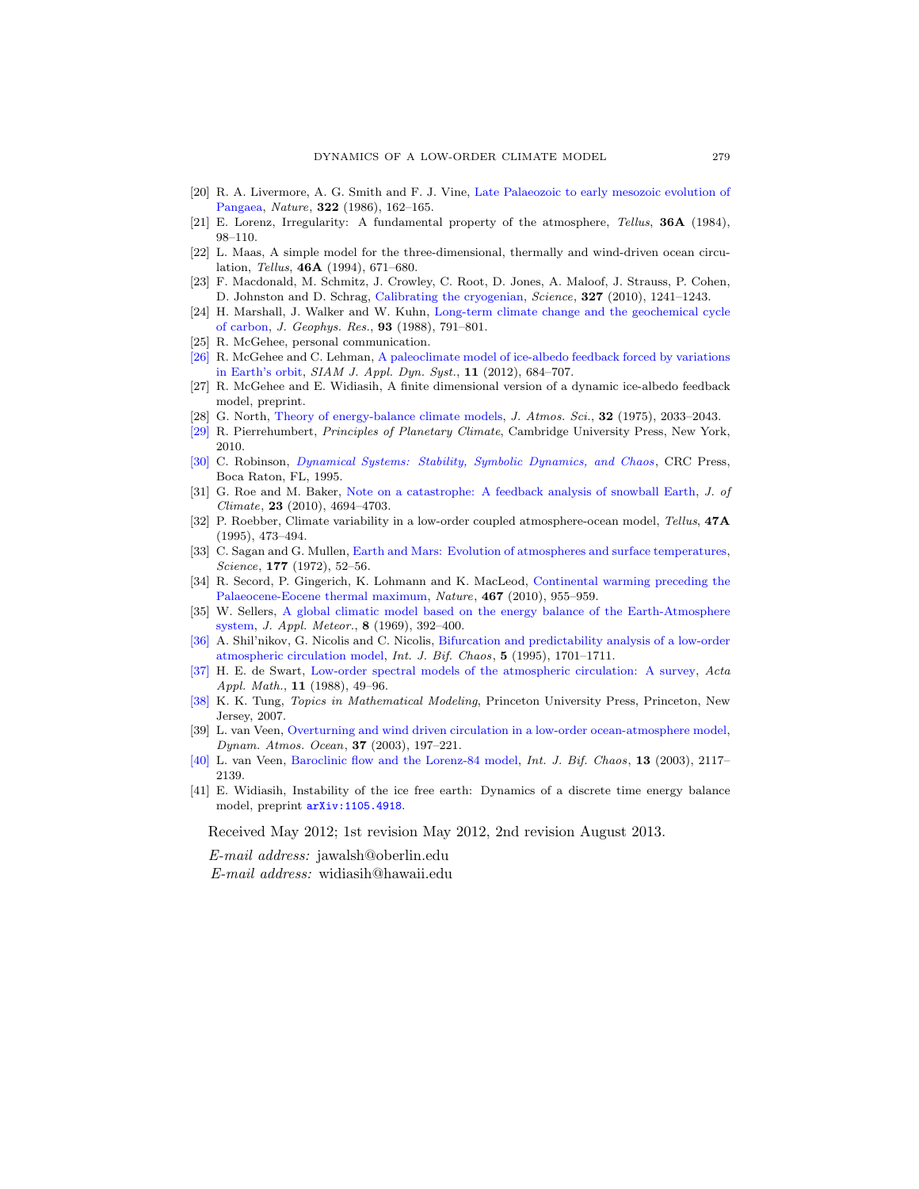[20] R. A. Livermore, A. G. Smith and F. J. Vine, Late Palaeozoic to early mesozoic evolution of Pangaea, *Nature*, **322** (1986), 162–165.

[21] E. Lorenz, Irregularity: A fundamental property of the atmosphere, *Tellus*, **36A** (1984), 98–110.

[22] L. Maas, A simple model for the three-dimensional, thermally and wind-driven ocean circulation, *Tellus*, **46A** (1994), 671–680.

[23] F. Macdonald, M. Schmitz, J. Crowley, C. Root, D. Jones, A. Maloof, J. Strauss, P. Cohen, D. Johnston and D. Schrag, Calibrating the cryogenian, *Science*, **327** (2010), 1241–1243.

[24] H. Marshall, J. Walker and W. Kuhn, Long-term climate change and the geochemical cycle of carbon, *J. Geophys. Res.*, **93** (1988), 791–801.

[25] R. McGehee, personal communication.

[26] R. McGehee and C. Lehman, A paleoclimate model of ice-albedo feedback forced by variations in Earth's orbit, *SIAM J. Appl. Dyn. Syst.*, **11** (2012), 684–707.

[27] R. McGehee and E. Widiasih, A finite dimensional version of a dynamic ice-albedo feedback model, preprint.

[28] G. North, Theory of energy-balance climate models, *J. Atmos. Sci.*, **32** (1975), 2033–2043.

[29] R. Pierrehumbert, *Principles of Planetary Climate*, Cambridge University Press, New York, 2010.

[30] C. Robinson, *Dynamical Systems: Stability, Symbolic Dynamics, and Chaos*, CRC Press, Boca Raton, FL, 1995.

[31] G. Roe and M. Baker, Note on a catastrophe: A feedback analysis of snowball Earth, *J. of Climate*, **23** (2010), 4694–4703.

[32] P. Roebber, Climate variability in a low-order coupled atmosphere-ocean model, *Tellus*, **47A** (1995), 473–494.

[33] C. Sagan and G. Mullen, Earth and Mars: Evolution of atmospheres and surface temperatures, *Science*, **177** (1972), 52–56.

[34] R. Secord, P. Gingerich, K. Lohmann and K. MacLeod, Continental warming preceding the Palaeocene-Eocene thermal maximum, *Nature*, **467** (2010), 955–959.

[35] W. Sellers, A global climatic model based on the energy balance of the Earth-Atmosphere system, *J. Appl. Meteor.*, **8** (1969), 392–400.

[36] A. Shil'nikov, G. Nicolis and C. Nicolis, Bifurcation and predictability analysis of a low-order atmospheric circulation model, *Int. J. Bif. Chaos*, **5** (1995), 1701–1711.

[37] H. E. de Swart, Low-order spectral models of the atmospheric circulation: A survey, *Acta Appl. Math.*, **11** (1988), 49–96.

[38] K. K. Tung, *Topics in Mathematical Modeling*, Princeton University Press, Princeton, New Jersey, 2007.

[39] L. van Veen, Overturning and wind driven circulation in a low-order ocean-atmosphere model, *Dynam. Atmos. Ocean*, **37** (2003), 197–221.

[40] L. van Veen, Baroclinic flow and the Lorenz-84 model, *Int. J. Bif. Chaos*, **13** (2003), 2117–2139.

[41] E. Widiasih, Instability of the ice free earth: Dynamics of a discrete time energy balance model, preprint arXiv:1105.4918.

Received May 2012; 1st revision May 2012, 2nd revision August 2013.

*E-mail address:* jawalsh@oberlin.edu

*E-mail address:* widiasih@hawaii.edu